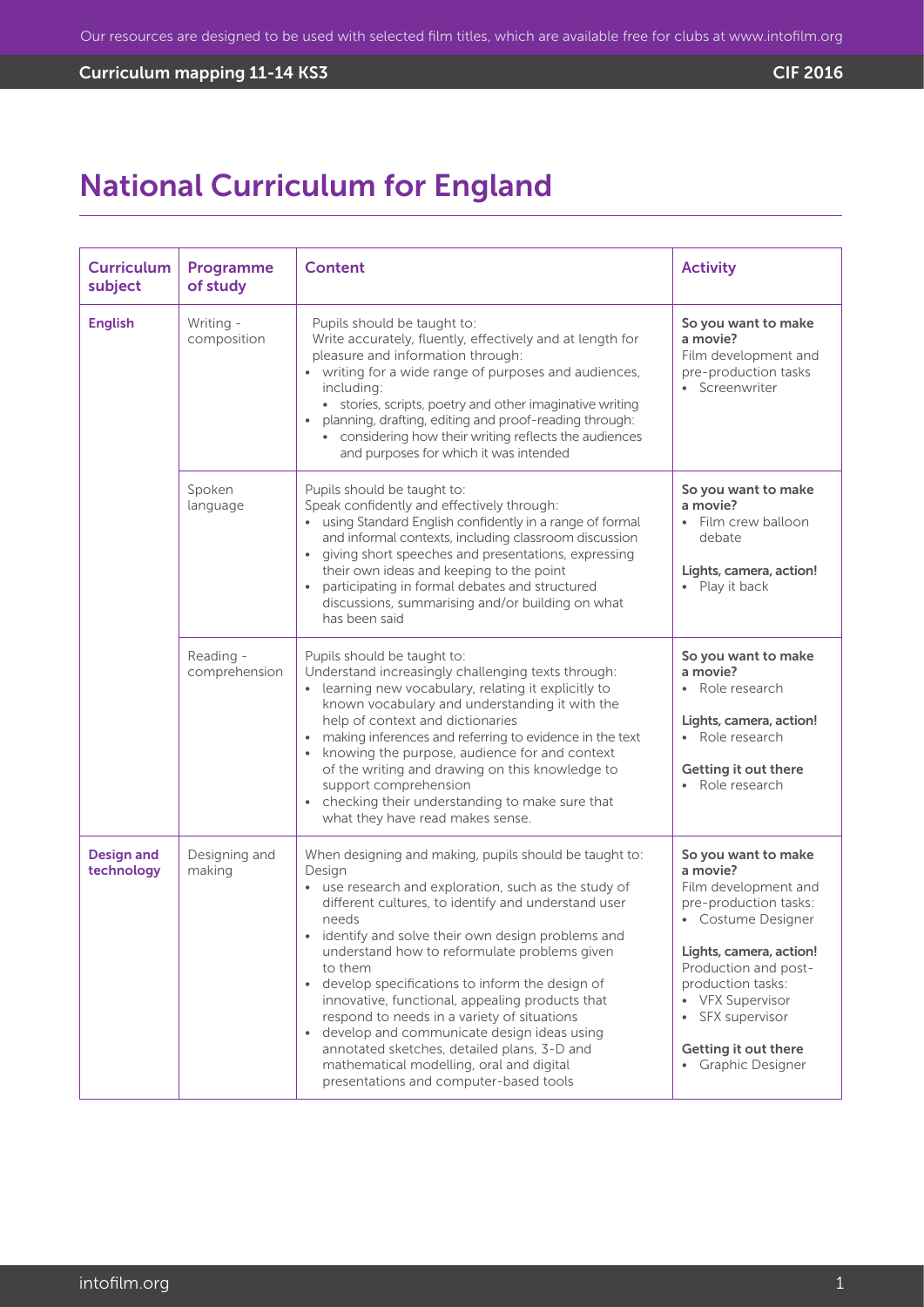# National Curriculum for England

| Curriculum subject | Programme of study | Content | Activity |
|---|---|---|---|
| **English** | Writing - composition | Pupils should be taught to:<br>Write accurately, fluently, effectively and at length for pleasure and information through:<br>• writing for a wide range of purposes and audiences, including:<br>  • stories, scripts, poetry and other imaginative writing<br>• planning, drafting, editing and proof-reading through:<br>  • considering how their writing reflects the audiences and purposes for which it was intended | **So you want to make a movie?**<br>Film development and pre-production tasks<br>• Screenwriter |
| | Spoken language | Pupils should be taught to:<br>Speak confidently and effectively through:<br>• using Standard English confidently in a range of formal and informal contexts, including classroom discussion<br>• giving short speeches and presentations, expressing their own ideas and keeping to the point<br>• participating in formal debates and structured discussions, summarising and/or building on what has been said | **So you want to make a movie?**<br>• Film crew balloon debate<br><br>**Lights, camera, action!**<br>• Play it back |
| | Reading - comprehension | Pupils should be taught to:<br>Understand increasingly challenging texts through:<br>• learning new vocabulary, relating it explicitly to known vocabulary and understanding it with the help of context and dictionaries<br>• making inferences and referring to evidence in the text<br>• knowing the purpose, audience for and context of the writing and drawing on this knowledge to support comprehension<br>• checking their understanding to make sure that what they have read makes sense. | **So you want to make a movie?**<br>• Role research<br><br>**Lights, camera, action!**<br>• Role research<br><br>**Getting it out there**<br>• Role research |
| **Design and technology** | Designing and making | When designing and making, pupils should be taught to:<br>Design<br>• use research and exploration, such as the study of different cultures, to identify and understand user needs<br>• identify and solve their own design problems and understand how to reformulate problems given to them<br>• develop specifications to inform the design of innovative, functional, appealing products that respond to needs in a variety of situations<br>• develop and communicate design ideas using annotated sketches, detailed plans, 3-D and mathematical modelling, oral and digital presentations and computer-based tools | **So you want to make a movie?**<br>Film development and pre-production tasks:<br>• Costume Designer<br><br>**Lights, camera, action!**<br>Production and post-production tasks:<br>• VFX Supervisor<br>• SFX supervisor<br><br>**Getting it out there**<br>• Graphic Designer |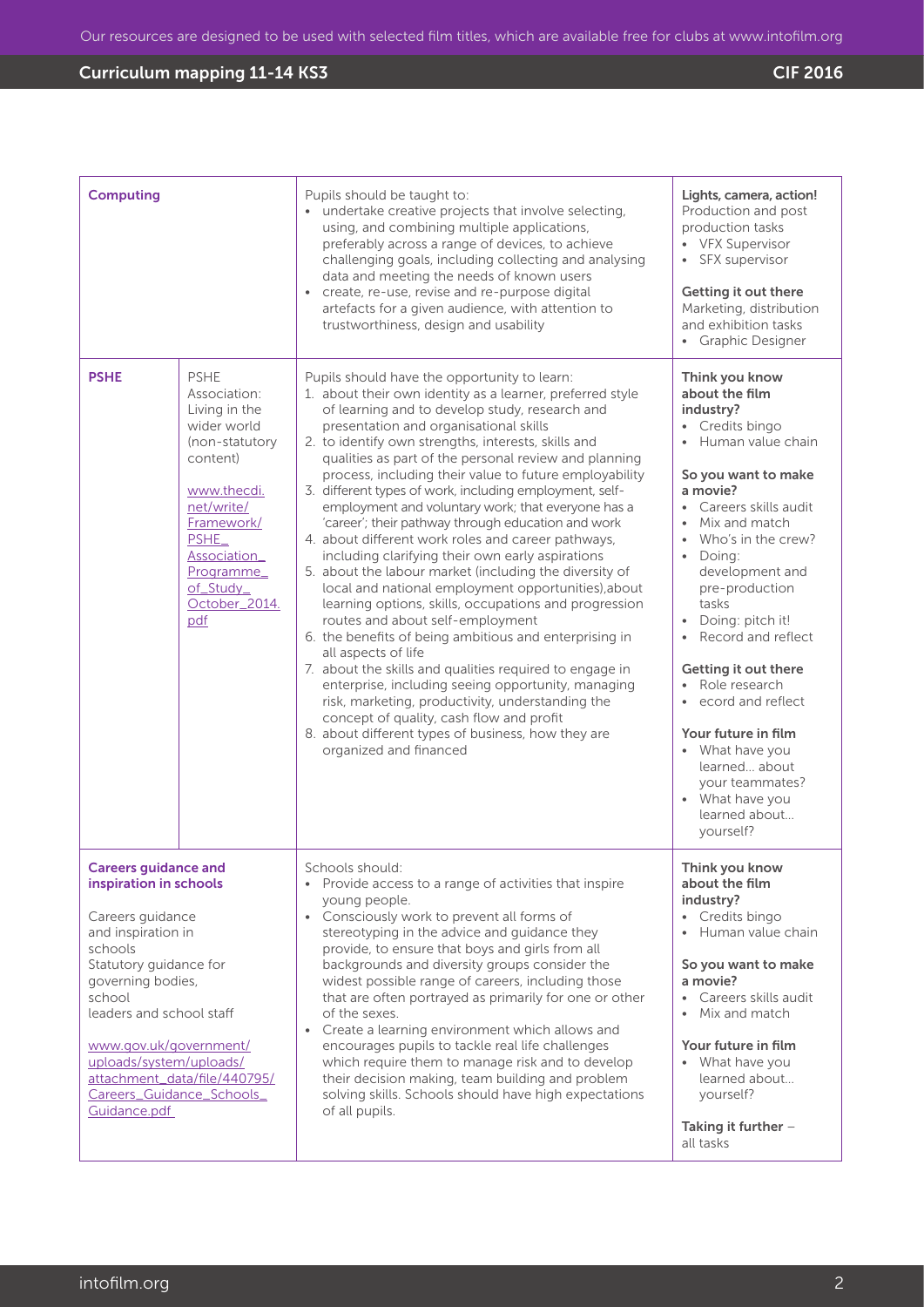| Computing | | Pupils should be taught to:<br>• undertake creative projects that involve selecting, using, and combining multiple applications, preferably across a range of devices, to achieve challenging goals, including collecting and analysing data and meeting the needs of known users<br>• create, re-use, revise and re-purpose digital artefacts for a given audience, with attention to trustworthiness, design and usability | **Lights, camera, action!**<br>Production and post production tasks<br>• VFX Supervisor<br>• SFX supervisor<br><br>**Getting it out there**<br>Marketing, distribution and exhibition tasks<br>• Graphic Designer |
|---|---|---|---|
| **PSHE** | PSHE Association: Living in the wider world (non-statutory content)<br><br>www.thecdi.net/write/Framework/PSHE_Association_Programme_of_Study_October_2014.pdf | Pupils should have the opportunity to learn:<br>1. about their own identity as a learner, preferred style of learning and to develop study, research and presentation and organisational skills<br>2. to identify own strengths, interests, skills and qualities as part of the personal review and planning process, including their value to future employability<br>3. different types of work, including employment, self-employment and voluntary work; that everyone has a 'career'; their pathway through education and work<br>4. about different work roles and career pathways, including clarifying their own early aspirations<br>5. about the labour market (including the diversity of local and national employment opportunities),about learning options, skills, occupations and progression routes and about self-employment<br>6. the benefits of being ambitious and enterprising in all aspects of life<br>7. about the skills and qualities required to engage in enterprise, including seeing opportunity, managing risk, marketing, productivity, understanding the concept of quality, cash flow and profit<br>8. about different types of business, how they are organized and financed | **Think you know about the film industry?**<br>• Credits bingo<br>• Human value chain<br><br>**So you want to make a movie?**<br>• Careers skills audit<br>• Mix and match<br>• Who's in the crew?<br>• Doing: development and pre-production tasks<br>• Doing: pitch it!<br>• Record and reflect<br><br>**Getting it out there**<br>• Role research<br>• ecord and reflect<br><br>**Your future in film**<br>• What have you learned... about your teammates?<br>• What have you learned about... yourself? |
| **Careers guidance and inspiration in schools**<br><br>Careers guidance and inspiration in schools<br>Statutory guidance for governing bodies, school leaders and school staff<br><br>www.gov.uk/government/uploads/system/uploads/attachment_data/file/440795/Careers_Guidance_Schools_Guidance.pdf | | Schools should:<br>• Provide access to a range of activities that inspire young people.<br>• Consciously work to prevent all forms of stereotyping in the advice and guidance they provide, to ensure that boys and girls from all backgrounds and diversity groups consider the widest possible range of careers, including those that are often portrayed as primarily for one or other of the sexes.<br>• Create a learning environment which allows and encourages pupils to tackle real life challenges which require them to manage risk and to develop their decision making, team building and problem solving skills. Schools should have high expectations of all pupils. | **Think you know about the film industry?**<br>• Credits bingo<br>• Human value chain<br><br>**So you want to make a movie?**<br>• Careers skills audit<br>• Mix and match<br><br>**Your future in film**<br>• What have you learned about... yourself?<br><br>**Taking it further** – all tasks |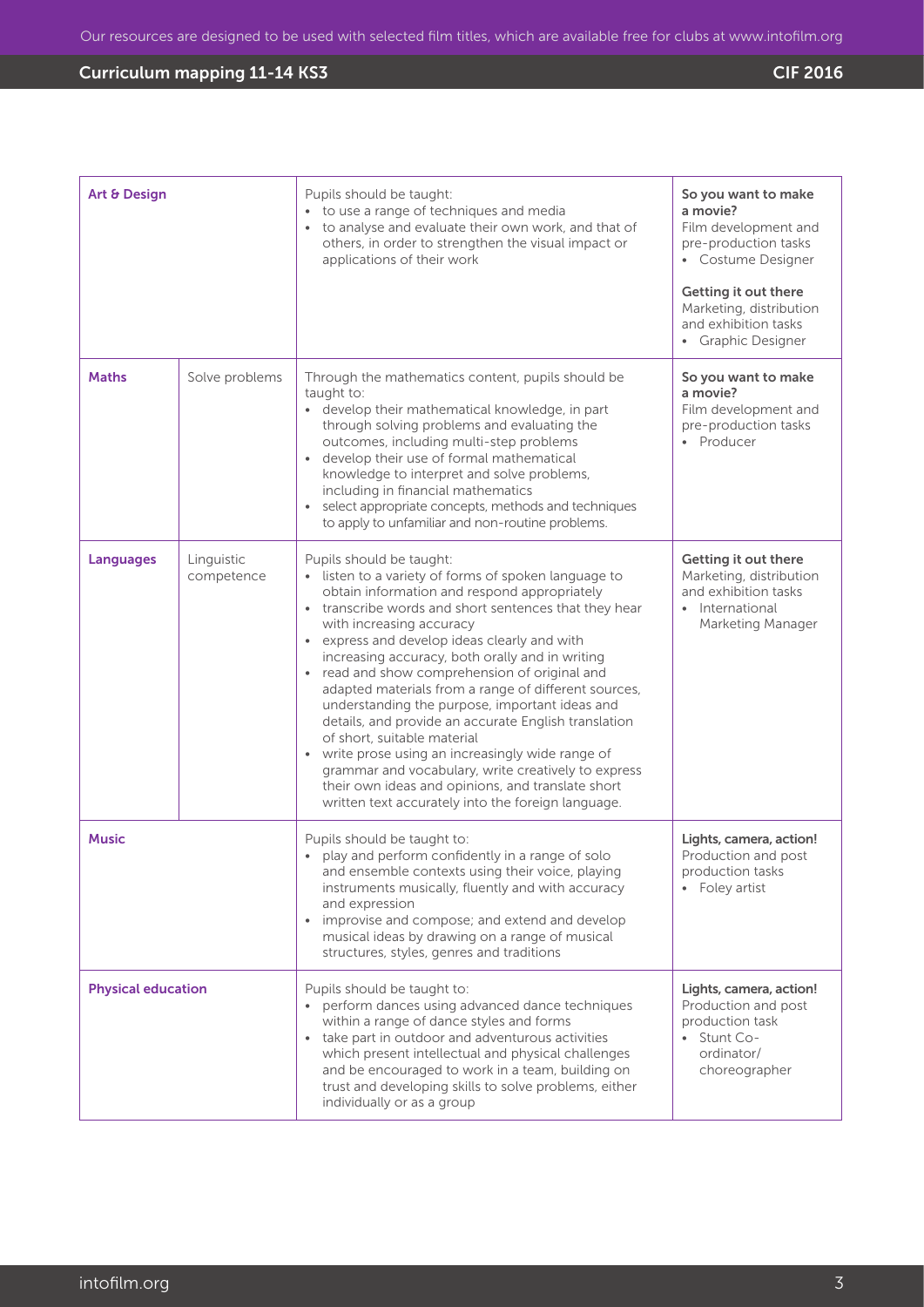| Subject | Area | Curriculum | Tasks |
|---|---|---|---|
| **Art & Design** | | Pupils should be taught:<br>• to use a range of techniques and media<br>• to analyse and evaluate their own work, and that of others, in order to strengthen the visual impact or applications of their work | **So you want to make a movie?**<br>Film development and pre-production tasks<br>• Costume Designer<br><br>**Getting it out there**<br>Marketing, distribution and exhibition tasks<br>• Graphic Designer |
| **Maths** | Solve problems | Through the mathematics content, pupils should be taught to:<br>• develop their mathematical knowledge, in part through solving problems and evaluating the outcomes, including multi-step problems<br>• develop their use of formal mathematical knowledge to interpret and solve problems, including in financial mathematics<br>• select appropriate concepts, methods and techniques to apply to unfamiliar and non-routine problems. | **So you want to make a movie?**<br>Film development and pre-production tasks<br>• Producer |
| **Languages** | Linguistic competence | Pupils should be taught:<br>• listen to a variety of forms of spoken language to obtain information and respond appropriately<br>• transcribe words and short sentences that they hear with increasing accuracy<br>• express and develop ideas clearly and with increasing accuracy, both orally and in writing<br>• read and show comprehension of original and adapted materials from a range of different sources, understanding the purpose, important ideas and details, and provide an accurate English translation of short, suitable material<br>• write prose using an increasingly wide range of grammar and vocabulary, write creatively to express their own ideas and opinions, and translate short written text accurately into the foreign language. | **Getting it out there**<br>Marketing, distribution and exhibition tasks<br>• International Marketing Manager |
| **Music** | | Pupils should be taught to:<br>• play and perform confidently in a range of solo and ensemble contexts using their voice, playing instruments musically, fluently and with accuracy and expression<br>• improvise and compose; and extend and develop musical ideas by drawing on a range of musical structures, styles, genres and traditions | **Lights, camera, action!**<br>Production and post production tasks<br>• Foley artist |
| **Physical education** | | Pupils should be taught to:<br>• perform dances using advanced dance techniques within a range of dance styles and forms<br>• take part in outdoor and adventurous activities which present intellectual and physical challenges and be encouraged to work in a team, building on trust and developing skills to solve problems, either individually or as a group | **Lights, camera, action!**<br>Production and post production task<br>• Stunt Co-ordinator/ choreographer |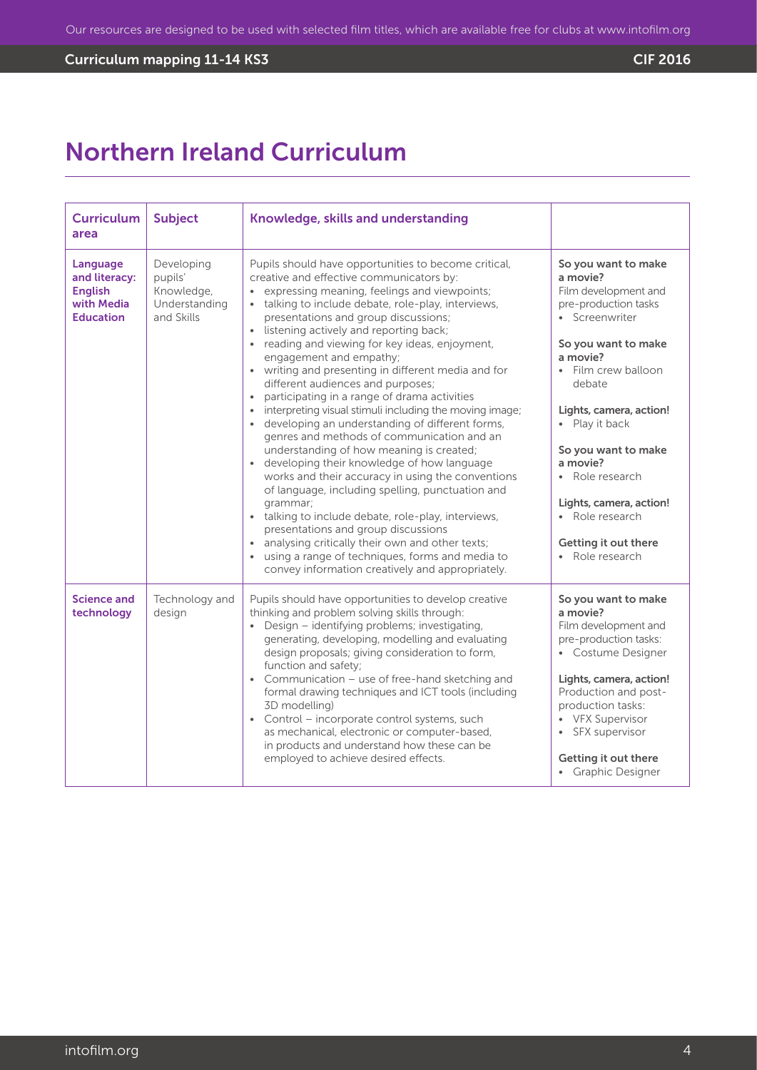# Northern Ireland Curriculum

| Curriculum area | Subject | Knowledge, skills and understanding | |
|---|---|---|---|
| **Language and literacy: English with Media Education** | Developing pupils' Knowledge, Understanding and Skills | Pupils should have opportunities to become critical, creative and effective communicators by:<br>• expressing meaning, feelings and viewpoints;<br>• talking to include debate, role-play, interviews, presentations and group discussions;<br>• listening actively and reporting back;<br>• reading and viewing for key ideas, enjoyment, engagement and empathy;<br>• writing and presenting in different media and for different audiences and purposes;<br>• participating in a range of drama activities<br>• interpreting visual stimuli including the moving image;<br>• developing an understanding of different forms, genres and methods of communication and an understanding of how meaning is created;<br>• developing their knowledge of how language works and their accuracy in using the conventions of language, including spelling, punctuation and grammar;<br>• talking to include debate, role-play, interviews, presentations and group discussions<br>• analysing critically their own and other texts;<br>• using a range of techniques, forms and media to convey information creatively and appropriately. | **So you want to make a movie?**<br>Film development and pre-production tasks<br>• Screenwriter<br><br>**So you want to make a movie?**<br>• Film crew balloon debate<br><br>**Lights, camera, action!**<br>• Play it back<br><br>**So you want to make a movie?**<br>• Role research<br><br>**Lights, camera, action!**<br>• Role research<br><br>**Getting it out there**<br>• Role research |
| **Science and technology** | Technology and design | Pupils should have opportunities to develop creative thinking and problem solving skills through:<br>• Design – identifying problems; investigating, generating, developing, modelling and evaluating design proposals; giving consideration to form, function and safety;<br>• Communication – use of free-hand sketching and formal drawing techniques and ICT tools (including 3D modelling)<br>• Control – incorporate control systems, such as mechanical, electronic or computer-based, in products and understand how these can be employed to achieve desired effects. | **So you want to make a movie?**<br>Film development and pre-production tasks:<br>• Costume Designer<br><br>**Lights, camera, action!**<br>Production and post-production tasks:<br>• VFX Supervisor<br>• SFX supervisor<br><br>**Getting it out there**<br>• Graphic Designer |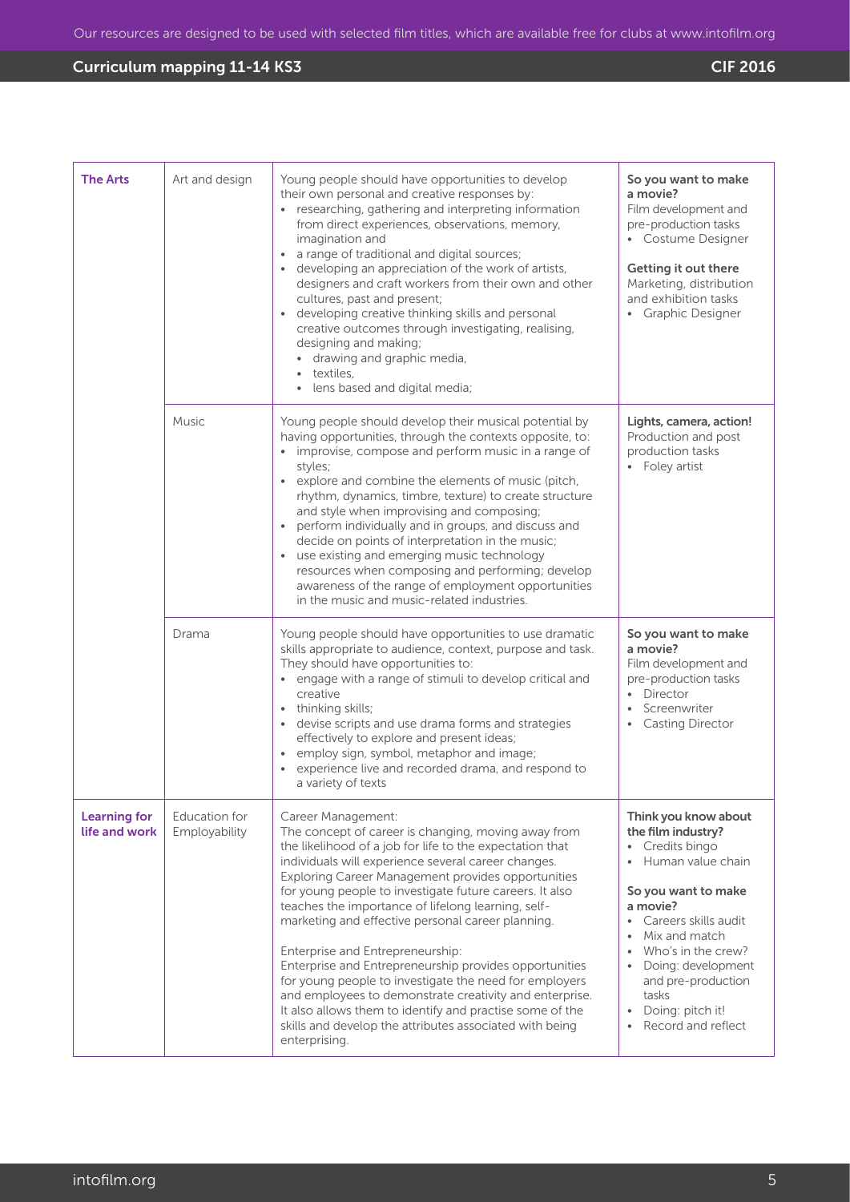| | | | |
|---|---|---|---|
| **The Arts** | Art and design | Young people should have opportunities to develop their own personal and creative responses by:<br>• researching, gathering and interpreting information from direct experiences, observations, memory, imagination and<br>• a range of traditional and digital sources;<br>• developing an appreciation of the work of artists, designers and craft workers from their own and other cultures, past and present;<br>• developing creative thinking skills and personal creative outcomes through investigating, realising, designing and making;<br>  • drawing and graphic media,<br>  • textiles,<br>  • lens based and digital media; | **So you want to make a movie?**<br>Film development and pre-production tasks<br>• Costume Designer<br><br>**Getting it out there**<br>Marketing, distribution and exhibition tasks<br>• Graphic Designer |
| | Music | Young people should develop their musical potential by having opportunities, through the contexts opposite, to:<br>• improvise, compose and perform music in a range of styles;<br>• explore and combine the elements of music (pitch, rhythm, dynamics, timbre, texture) to create structure and style when improvising and composing;<br>• perform individually and in groups, and discuss and decide on points of interpretation in the music;<br>• use existing and emerging music technology resources when composing and performing; develop awareness of the range of employment opportunities in the music and music-related industries. | **Lights, camera, action!**<br>Production and post production tasks<br>• Foley artist |
| | Drama | Young people should have opportunities to use dramatic skills appropriate to audience, context, purpose and task. They should have opportunities to:<br>• engage with a range of stimuli to develop critical and creative<br>• thinking skills;<br>• devise scripts and use drama forms and strategies effectively to explore and present ideas;<br>• employ sign, symbol, metaphor and image;<br>• experience live and recorded drama, and respond to a variety of texts | **So you want to make a movie?**<br>Film development and pre-production tasks<br>• Director<br>• Screenwriter<br>• Casting Director |
| **Learning for life and work** | Education for Employability | Career Management:<br>The concept of career is changing, moving away from the likelihood of a job for life to the expectation that individuals will experience several career changes. Exploring Career Management provides opportunities for young people to investigate future careers. It also teaches the importance of lifelong learning, self-marketing and effective personal career planning.<br><br>Enterprise and Entrepreneurship:<br>Enterprise and Entrepreneurship provides opportunities for young people to investigate the need for employers and employees to demonstrate creativity and enterprise. It also allows them to identify and practise some of the skills and develop the attributes associated with being enterprising. | **Think you know about the film industry?**<br>• Credits bingo<br>• Human value chain<br><br>**So you want to make a movie?**<br>• Careers skills audit<br>• Mix and match<br>• Who's in the crew?<br>• Doing: development and pre-production tasks<br>• Doing: pitch it!<br>• Record and reflect |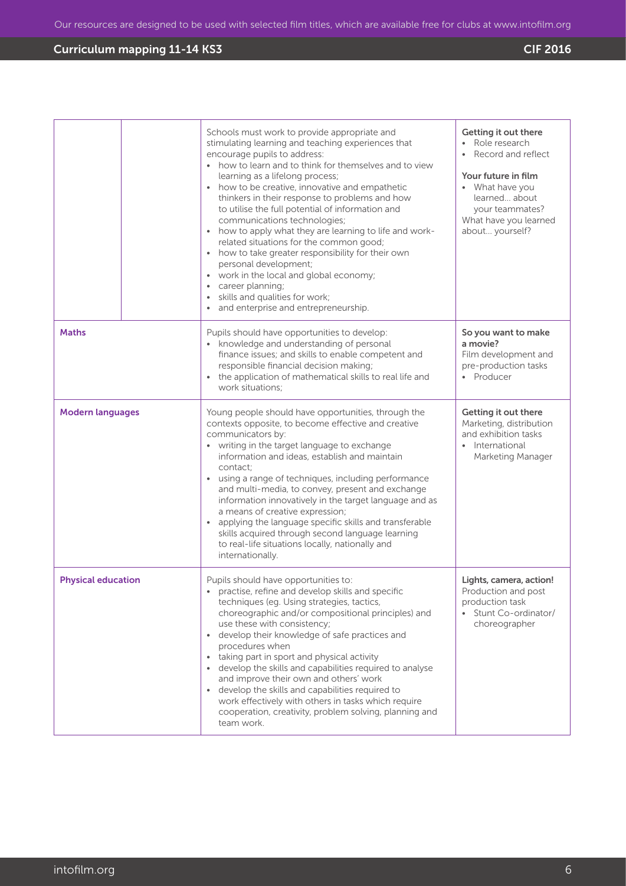| | | | |
|---|---|---|---|
| | | Schools must work to provide appropriate and stimulating learning and teaching experiences that encourage pupils to address:<br>• how to learn and to think for themselves and to view learning as a lifelong process;<br>• how to be creative, innovative and empathetic thinkers in their response to problems and how to utilise the full potential of information and communications technologies;<br>• how to apply what they are learning to life and work-related situations for the common good;<br>• how to take greater responsibility for their own personal development;<br>• work in the local and global economy;<br>• career planning;<br>• skills and qualities for work;<br>• and enterprise and entrepreneurship. | **Getting it out there**<br>• Role research<br>• Record and reflect<br><br>**Your future in film**<br>• What have you learned... about your teammates? What have you learned about... yourself? |
| **Maths** | | Pupils should have opportunities to develop:<br>• knowledge and understanding of personal finance issues; and skills to enable competent and responsible financial decision making;<br>• the application of mathematical skills to real life and work situations; | **So you want to make a movie?**<br>Film development and pre-production tasks<br>• Producer |
| **Modern languages** | | Young people should have opportunities, through the contexts opposite, to become effective and creative communicators by:<br>• writing in the target language to exchange information and ideas, establish and maintain contact;<br>• using a range of techniques, including performance and multi-media, to convey, present and exchange information innovatively in the target language and as a means of creative expression;<br>• applying the language specific skills and transferable skills acquired through second language learning to real-life situations locally, nationally and internationally. | **Getting it out there**<br>Marketing, distribution and exhibition tasks<br>• International Marketing Manager |
| **Physical education** | | Pupils should have opportunities to:<br>• practise, refine and develop skills and specific techniques (eg. Using strategies, tactics, choreographic and/or compositional principles) and use these with consistency;<br>• develop their knowledge of safe practices and procedures when<br>• taking part in sport and physical activity<br>• develop the skills and capabilities required to analyse and improve their own and others' work<br>• develop the skills and capabilities required to work effectively with others in tasks which require cooperation, creativity, problem solving, planning and team work. | **Lights, camera, action!**<br>Production and post production task<br>• Stunt Co-ordinator/ choreographer |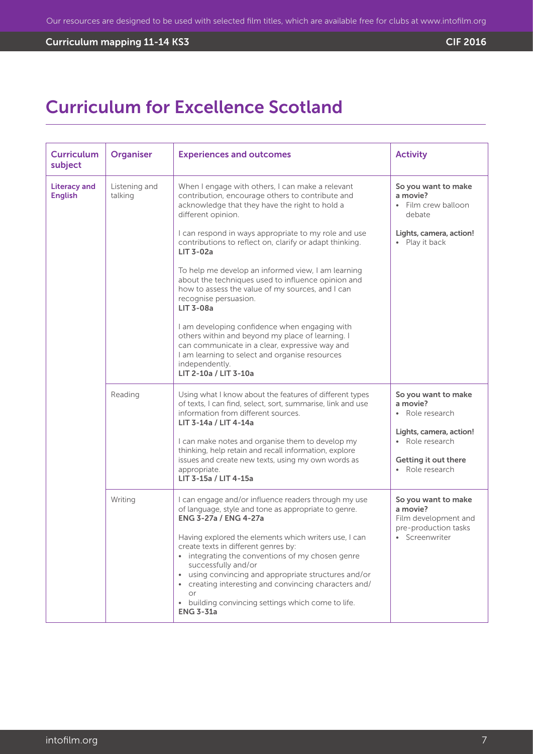# Curriculum for Excellence Scotland

| Curriculum subject | Organiser | Experiences and outcomes | Activity |
| --- | --- | --- | --- |
| **Literacy and English** | Listening and talking | When I engage with others, I can make a relevant contribution, encourage others to contribute and acknowledge that they have the right to hold a different opinion.<br><br>I can respond in ways appropriate to my role and use contributions to reflect on, clarify or adapt thinking.<br>**LIT 3-02a**<br><br>To help me develop an informed view, I am learning about the techniques used to influence opinion and how to assess the value of my sources, and I can recognise persuasion.<br>**LIT 3-08a**<br><br>I am developing confidence when engaging with others within and beyond my place of learning. I can communicate in a clear, expressive way and I am learning to select and organise resources independently.<br>**LIT 2-10a / LIT 3-10a** | **So you want to make a movie?**<br>• Film crew balloon debate<br><br>**Lights, camera, action!**<br>• Play it back |
| | Reading | Using what I know about the features of different types of texts, I can find, select, sort, summarise, link and use information from different sources.<br>**LIT 3-14a / LIT 4-14a**<br><br>I can make notes and organise them to develop my thinking, help retain and recall information, explore issues and create new texts, using my own words as appropriate.<br>**LIT 3-15a / LIT 4-15a** | **So you want to make a movie?**<br>• Role research<br><br>**Lights, camera, action!**<br>• Role research<br><br>**Getting it out there**<br>• Role research |
| | Writing | I can engage and/or influence readers through my use of language, style and tone as appropriate to genre.<br>**ENG 3-27a / ENG 4-27a**<br><br>Having explored the elements which writers use, I can create texts in different genres by:<br>• integrating the conventions of my chosen genre successfully and/or<br>• using convincing and appropriate structures and/or<br>• creating interesting and convincing characters and/or<br>• building convincing settings which come to life.<br>**ENG 3-31a** | **So you want to make a movie?**<br>Film development and pre-production tasks<br>• Screenwriter |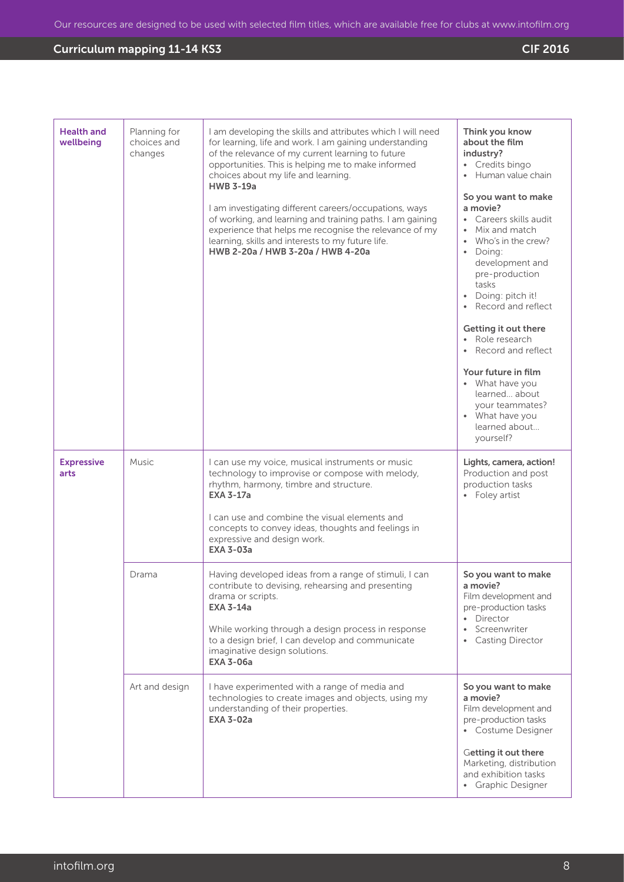| | | | |
|---|---|---|---|
| **Health and wellbeing** | Planning for choices and changes | I am developing the skills and attributes which I will need for learning, life and work. I am gaining understanding of the relevance of my current learning to future opportunities. This is helping me to make informed choices about my life and learning.<br>**HWB 3-19a**<br><br>I am investigating different careers/occupations, ways of working, and learning and training paths. I am gaining experience that helps me recognise the relevance of my learning, skills and interests to my future life.<br>**HWB 2-20a / HWB 3-20a / HWB 4-20a** | **Think you know about the film industry?**<br>• Credits bingo<br>• Human value chain<br><br>**So you want to make a movie?**<br>• Careers skills audit<br>• Mix and match<br>• Who's in the crew?<br>• Doing: development and pre-production tasks<br>• Doing: pitch it!<br>• Record and reflect<br><br>**Getting it out there**<br>• Role research<br>• Record and reflect<br><br>**Your future in film**<br>• What have you learned... about your teammates?<br>• What have you learned about... yourself? |
| **Expressive arts** | Music | I can use my voice, musical instruments or music technology to improvise or compose with melody, rhythm, harmony, timbre and structure.<br>**EXA 3-17a**<br><br>I can use and combine the visual elements and concepts to convey ideas, thoughts and feelings in expressive and design work.<br>**EXA 3-03a** | **Lights, camera, action!**<br>Production and post production tasks<br>• Foley artist |
| | Drama | Having developed ideas from a range of stimuli, I can contribute to devising, rehearsing and presenting drama or scripts.<br>**EXA 3-14a**<br><br>While working through a design process in response to a design brief, I can develop and communicate imaginative design solutions.<br>**EXA 3-06a** | **So you want to make a movie?**<br>Film development and pre-production tasks<br>• Director<br>• Screenwriter<br>• Casting Director |
| | Art and design | I have experimented with a range of media and technologies to create images and objects, using my understanding of their properties.<br>**EXA 3-02a** | **So you want to make a movie?**<br>Film development and pre-production tasks<br>• Costume Designer<br><br>**Getting it out there**<br>Marketing, distribution and exhibition tasks<br>• Graphic Designer |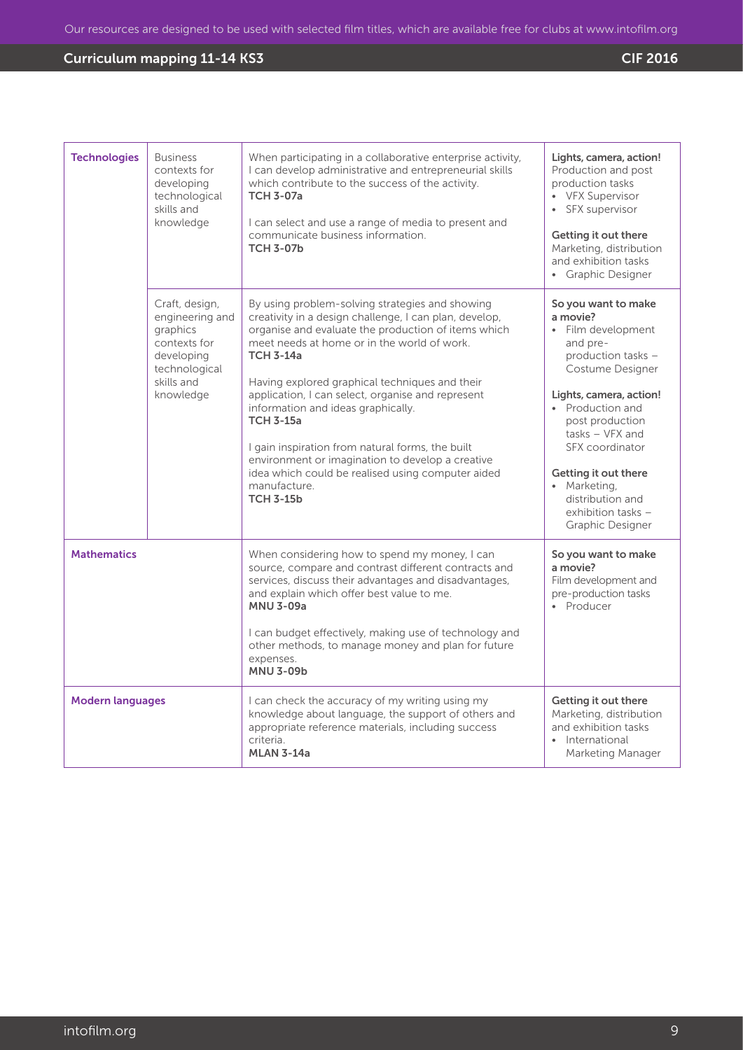| Subject | Area | Experiences and outcomes | Resources |
|---|---|---|---|
| **Technologies** | Business contexts for developing technological skills and knowledge | When participating in a collaborative enterprise activity, I can develop administrative and entrepreneurial skills which contribute to the success of the activity. **TCH 3-07a**<br><br>I can select and use a range of media to present and communicate business information. **TCH 3-07b** | **Lights, camera, action!** Production and post production tasks<br>• VFX Supervisor<br>• SFX supervisor<br><br>**Getting it out there** Marketing, distribution and exhibition tasks<br>• Graphic Designer |
| | Craft, design, engineering and graphics contexts for developing technological skills and knowledge | By using problem-solving strategies and showing creativity in a design challenge, I can plan, develop, organise and evaluate the production of items which meet needs at home or in the world of work. **TCH 3-14a**<br><br>Having explored graphical techniques and their application, I can select, organise and represent information and ideas graphically. **TCH 3-15a**<br><br>I gain inspiration from natural forms, the built environment or imagination to develop a creative idea which could be realised using computer aided manufacture. **TCH 3-15b** | **So you want to make a movie?**<br>• Film development and pre-production tasks – Costume Designer<br><br>**Lights, camera, action!**<br>• Production and post production tasks – VFX and SFX coordinator<br><br>**Getting it out there**<br>• Marketing, distribution and exhibition tasks – Graphic Designer |
| **Mathematics** | | When considering how to spend my money, I can source, compare and contrast different contracts and services, discuss their advantages and disadvantages, and explain which offer best value to me. **MNU 3-09a**<br><br>I can budget effectively, making use of technology and other methods, to manage money and plan for future expenses. **MNU 3-09b** | **So you want to make a movie?** Film development and pre-production tasks<br>• Producer |
| **Modern languages** | | I can check the accuracy of my writing using my knowledge about language, the support of others and appropriate reference materials, including success criteria. **MLAN 3-14a** | **Getting it out there** Marketing, distribution and exhibition tasks<br>• International Marketing Manager |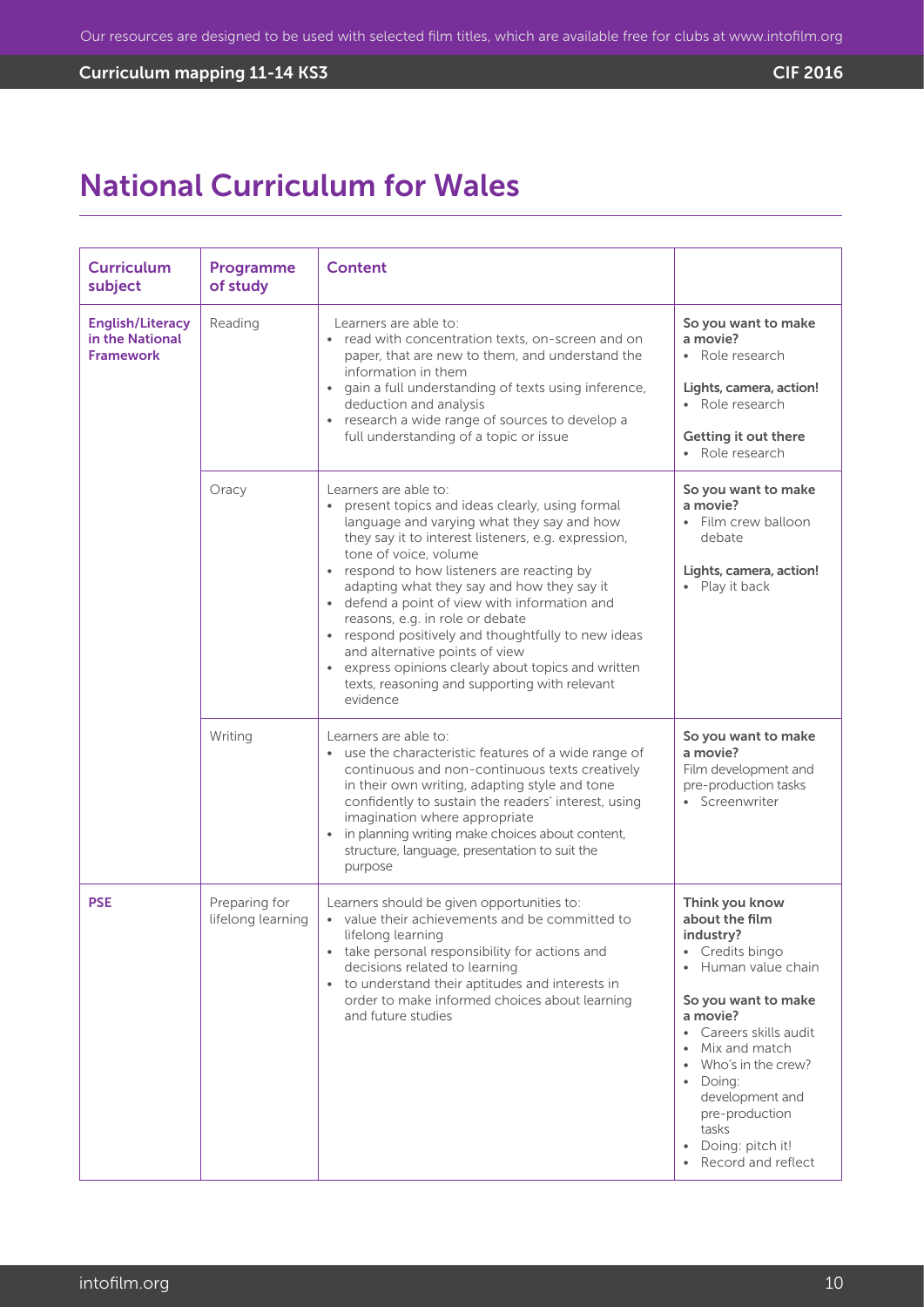# National Curriculum for Wales

| Curriculum subject | Programme of study | Content | |
|---|---|---|---|
| **English/Literacy in the National Framework** | Reading | Learners are able to:<br>• read with concentration texts, on-screen and on paper, that are new to them, and understand the information in them<br>• gain a full understanding of texts using inference, deduction and analysis<br>• research a wide range of sources to develop a full understanding of a topic or issue | **So you want to make a movie?**<br>• Role research<br><br>**Lights, camera, action!**<br>• Role research<br><br>**Getting it out there**<br>• Role research |
| | Oracy | Learners are able to:<br>• present topics and ideas clearly, using formal language and varying what they say and how they say it to interest listeners, e.g. expression, tone of voice, volume<br>• respond to how listeners are reacting by adapting what they say and how they say it<br>• defend a point of view with information and reasons, e.g. in role or debate<br>• respond positively and thoughtfully to new ideas and alternative points of view<br>• express opinions clearly about topics and written texts, reasoning and supporting with relevant evidence | **So you want to make a movie?**<br>• Film crew balloon debate<br><br>**Lights, camera, action!**<br>• Play it back |
| | Writing | Learners are able to:<br>• use the characteristic features of a wide range of continuous and non-continuous texts creatively in their own writing, adapting style and tone confidently to sustain the readers' interest, using imagination where appropriate<br>• in planning writing make choices about content, structure, language, presentation to suit the purpose | **So you want to make a movie?**<br>Film development and pre-production tasks<br>• Screenwriter |
| **PSE** | Preparing for lifelong learning | Learners should be given opportunities to:<br>• value their achievements and be committed to lifelong learning<br>• take personal responsibility for actions and decisions related to learning<br>• to understand their aptitudes and interests in order to make informed choices about learning and future studies | **Think you know about the film industry?**<br>• Credits bingo<br>• Human value chain<br><br>**So you want to make a movie?**<br>• Careers skills audit<br>• Mix and match<br>• Who's in the crew?<br>• Doing: development and pre-production tasks<br>• Doing: pitch it!<br>• Record and reflect |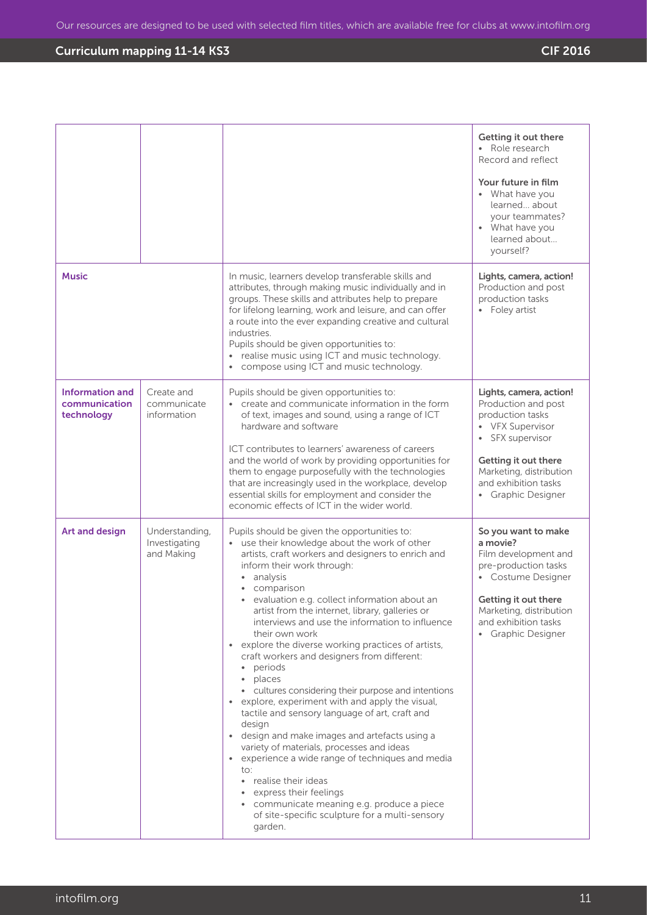| | | | |
|---|---|---|---|
| | | | **Getting it out there**<br>• Role research<br>Record and reflect<br><br>**Your future in film**<br>• What have you learned… about your teammates?<br>• What have you learned about… yourself? |
| **Music** | | In music, learners develop transferable skills and attributes, through making music individually and in groups. These skills and attributes help to prepare for lifelong learning, work and leisure, and can offer a route into the ever expanding creative and cultural industries.<br>Pupils should be given opportunities to:<br>• realise music using ICT and music technology.<br>• compose using ICT and music technology. | **Lights, camera, action!**<br>Production and post production tasks<br>• Foley artist |
| **Information and communication technology** | Create and communicate information | Pupils should be given opportunities to:<br>• create and communicate information in the form of text, images and sound, using a range of ICT hardware and software<br><br>ICT contributes to learners' awareness of careers and the world of work by providing opportunities for them to engage purposefully with the technologies that are increasingly used in the workplace, develop essential skills for employment and consider the economic effects of ICT in the wider world. | **Lights, camera, action!**<br>Production and post production tasks<br>• VFX Supervisor<br>• SFX supervisor<br><br>**Getting it out there**<br>Marketing, distribution and exhibition tasks<br>• Graphic Designer |
| **Art and design** | Understanding, Investigating and Making | Pupils should be given the opportunities to:<br>• use their knowledge about the work of other artists, craft workers and designers to enrich and inform their work through:<br>  • analysis<br>  • comparison<br>  • evaluation e.g. collect information about an artist from the internet, library, galleries or interviews and use the information to influence their own work<br>• explore the diverse working practices of artists, craft workers and designers from different:<br>  • periods<br>  • places<br>  • cultures considering their purpose and intentions<br>• explore, experiment with and apply the visual, tactile and sensory language of art, craft and design<br>• design and make images and artefacts using a variety of materials, processes and ideas<br>• experience a wide range of techniques and media to:<br>  • realise their ideas<br>  • express their feelings<br>  • communicate meaning e.g. produce a piece of site-specific sculpture for a multi-sensory garden. | **So you want to make a movie?**<br>Film development and pre-production tasks<br>• Costume Designer<br><br>**Getting it out there**<br>Marketing, distribution and exhibition tasks<br>• Graphic Designer |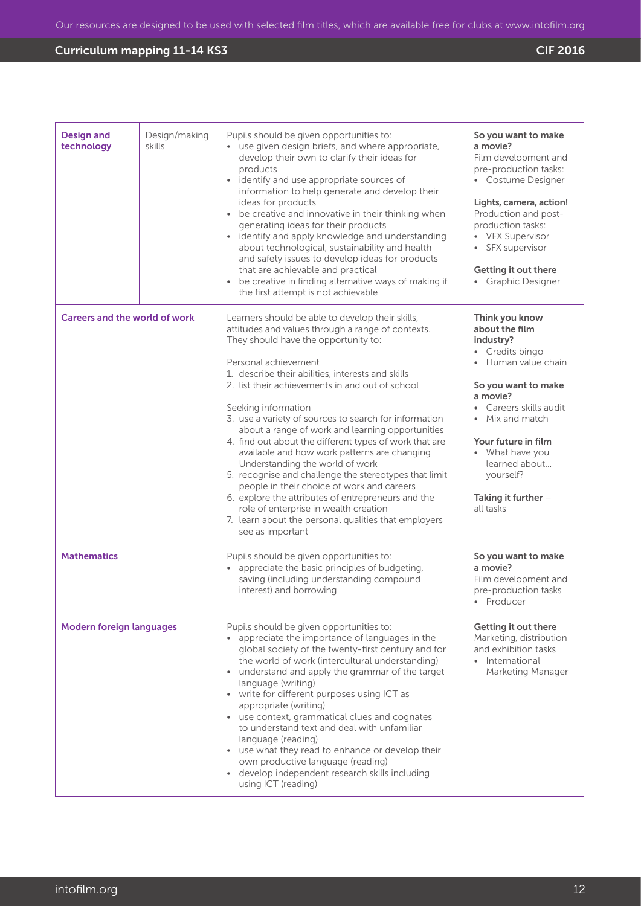| | | | |
|---|---|---|---|
| **Design and technology** | Design/making skills | Pupils should be given opportunities to:<br>• use given design briefs, and where appropriate, develop their own to clarify their ideas for products<br>• identify and use appropriate sources of information to help generate and develop their ideas for products<br>• be creative and innovative in their thinking when generating ideas for their products<br>• identify and apply knowledge and understanding about technological, sustainability and health and safety issues to develop ideas for products that are achievable and practical<br>• be creative in finding alternative ways of making if the first attempt is not achievable | **So you want to make a movie?**<br>Film development and pre-production tasks:<br>• Costume Designer<br><br>**Lights, camera, action!**<br>Production and post-production tasks:<br>• VFX Supervisor<br>• SFX supervisor<br><br>**Getting it out there**<br>• Graphic Designer |
| **Careers and the world of work** | | Learners should be able to develop their skills, attitudes and values through a range of contexts. They should have the opportunity to:<br><br>Personal achievement<br>1. describe their abilities, interests and skills<br>2. list their achievements in and out of school<br><br>Seeking information<br>3. use a variety of sources to search for information about a range of work and learning opportunities<br>4. find out about the different types of work that are available and how work patterns are changing<br>Understanding the world of work<br>5. recognise and challenge the stereotypes that limit people in their choice of work and careers<br>6. explore the attributes of entrepreneurs and the role of enterprise in wealth creation<br>7. learn about the personal qualities that employers see as important | **Think you know about the film industry?**<br>• Credits bingo<br>• Human value chain<br><br>**So you want to make a movie?**<br>• Careers skills audit<br>• Mix and match<br><br>**Your future in film**<br>• What have you learned about... yourself?<br><br>**Taking it further** – all tasks |
| **Mathematics** | | Pupils should be given opportunities to:<br>• appreciate the basic principles of budgeting, saving (including understanding compound interest) and borrowing | **So you want to make a movie?**<br>Film development and pre-production tasks<br>• Producer |
| **Modern foreign languages** | | Pupils should be given opportunities to:<br>• appreciate the importance of languages in the global society of the twenty-first century and for the world of work (intercultural understanding)<br>• understand and apply the grammar of the target language (writing)<br>• write for different purposes using ICT as appropriate (writing)<br>• use context, grammatical clues and cognates to understand text and deal with unfamiliar language (reading)<br>• use what they read to enhance or develop their own productive language (reading)<br>• develop independent research skills including using ICT (reading) | **Getting it out there**<br>Marketing, distribution and exhibition tasks<br>• International Marketing Manager |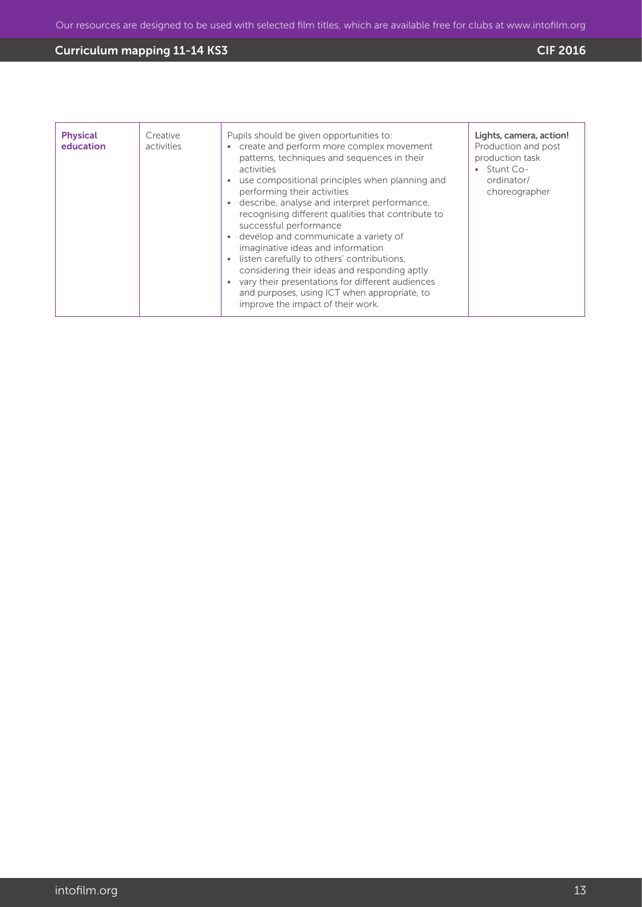| | | | |
|---|---|---|---|
| **Physical education** | Creative activities | Pupils should be given opportunities to:<br>• create and perform more complex movement patterns, techniques and sequences in their activities<br>• use compositional principles when planning and performing their activities<br>• describe, analyse and interpret performance, recognising different qualities that contribute to successful performance<br>• develop and communicate a variety of imaginative ideas and information<br>• listen carefully to others' contributions, considering their ideas and responding aptly<br>• vary their presentations for different audiences and purposes, using ICT when appropriate, to improve the impact of their work. | **Lights, camera, action!**<br>Production and post production task<br>• Stunt Co-ordinator/ choreographer |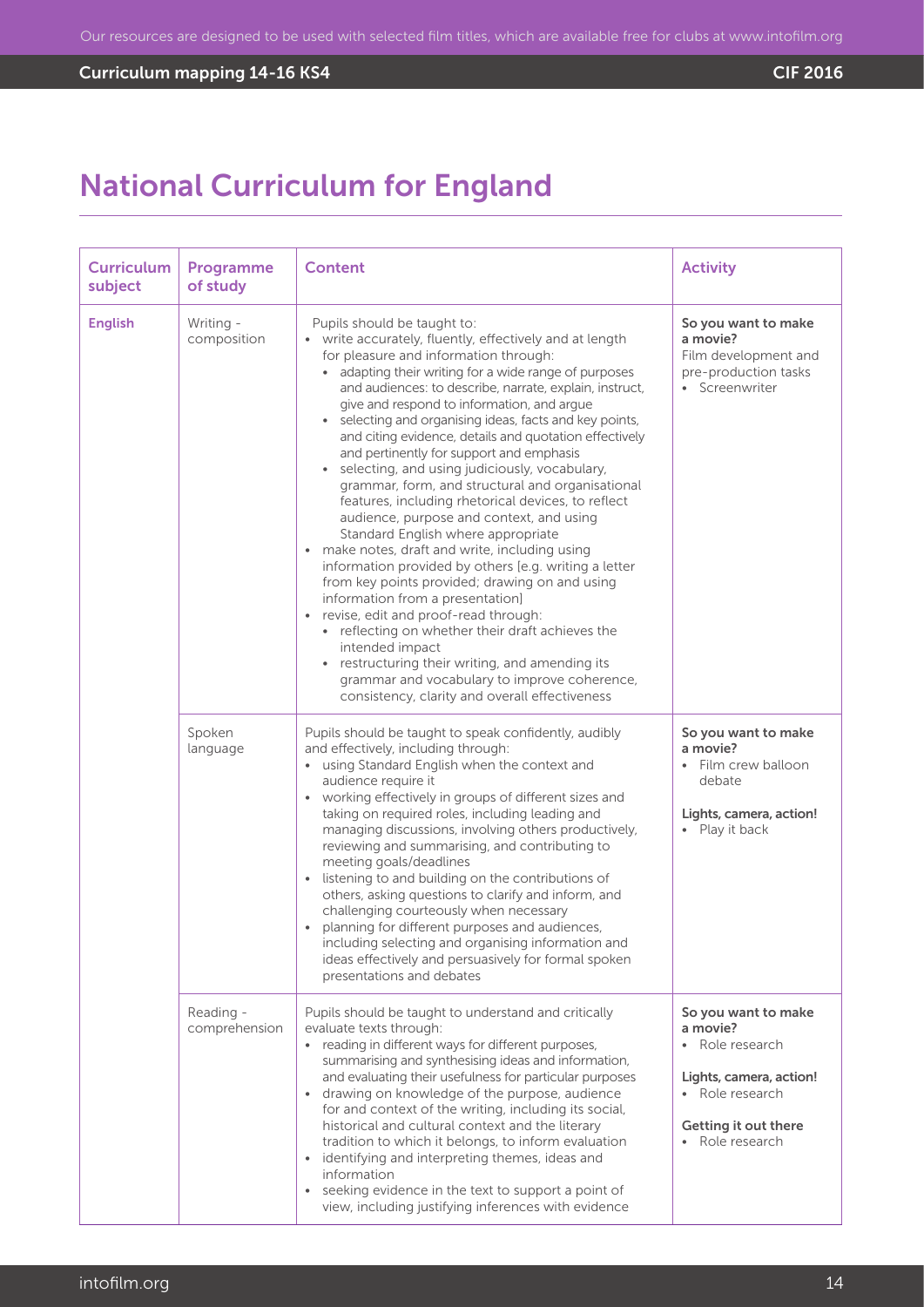# National Curriculum for England

| Curriculum subject | Programme of study | Content | Activity |
|---|---|---|---|
| **English** | Writing - composition | Pupils should be taught to:<br>• write accurately, fluently, effectively and at length for pleasure and information through:<br>&nbsp;&nbsp;• adapting their writing for a wide range of purposes and audiences: to describe, narrate, explain, instruct, give and respond to information, and argue<br>&nbsp;&nbsp;• selecting and organising ideas, facts and key points, and citing evidence, details and quotation effectively and pertinently for support and emphasis<br>&nbsp;&nbsp;• selecting, and using judiciously, vocabulary, grammar, form, and structural and organisational features, including rhetorical devices, to reflect audience, purpose and context, and using Standard English where appropriate<br>• make notes, draft and write, including using information provided by others [e.g. writing a letter from key points provided; drawing on and using information from a presentation]<br>• revise, edit and proof-read through:<br>&nbsp;&nbsp;• reflecting on whether their draft achieves the intended impact<br>&nbsp;&nbsp;• restructuring their writing, and amending its grammar and vocabulary to improve coherence, consistency, clarity and overall effectiveness | **So you want to make a movie?**<br>Film development and pre-production tasks<br>• Screenwriter |
| | Spoken language | Pupils should be taught to speak confidently, audibly and effectively, including through:<br>• using Standard English when the context and audience require it<br>• working effectively in groups of different sizes and taking on required roles, including leading and managing discussions, involving others productively, reviewing and summarising, and contributing to meeting goals/deadlines<br>• listening to and building on the contributions of others, asking questions to clarify and inform, and challenging courteously when necessary<br>• planning for different purposes and audiences, including selecting and organising information and ideas effectively and persuasively for formal spoken presentations and debates | **So you want to make a movie?**<br>• Film crew balloon debate<br><br>**Lights, camera, action!**<br>• Play it back |
| | Reading - comprehension | Pupils should be taught to understand and critically evaluate texts through:<br>• reading in different ways for different purposes, summarising and synthesising ideas and information, and evaluating their usefulness for particular purposes<br>• drawing on knowledge of the purpose, audience for and context of the writing, including its social, historical and cultural context and the literary tradition to which it belongs, to inform evaluation<br>• identifying and interpreting themes, ideas and information<br>• seeking evidence in the text to support a point of view, including justifying inferences with evidence | **So you want to make a movie?**<br>• Role research<br><br>**Lights, camera, action!**<br>• Role research<br><br>**Getting it out there**<br>• Role research |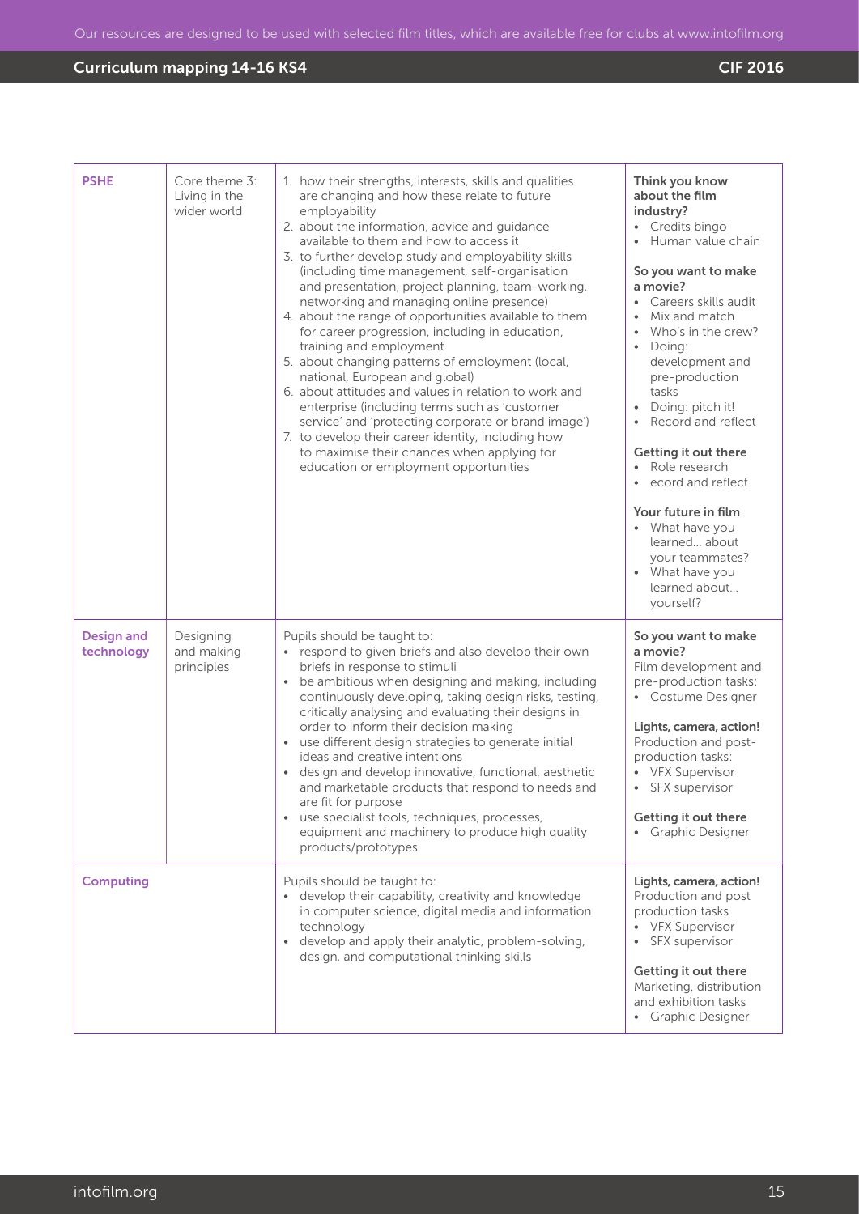| PSHE | Core theme 3: Living in the wider world | 1. how their strengths, interests, skills and qualities are changing and how these relate to future employability<br>2. about the information, advice and guidance available to them and how to access it<br>3. to further develop study and employability skills (including time management, self-organisation and presentation, project planning, team-working, networking and managing online presence)<br>4. about the range of opportunities available to them for career progression, including in education, training and employment<br>5. about changing patterns of employment (local, national, European and global)<br>6. about attitudes and values in relation to work and enterprise (including terms such as 'customer service' and 'protecting corporate or brand image')<br>7. to develop their career identity, including how to maximise their chances when applying for education or employment opportunities | **Think you know about the film industry?**<br>• Credits bingo<br>• Human value chain<br><br>**So you want to make a movie?**<br>• Careers skills audit<br>• Mix and match<br>• Who's in the crew?<br>• Doing: development and pre-production tasks<br>• Doing: pitch it!<br>• Record and reflect<br><br>**Getting it out there**<br>• Role research<br>• ecord and reflect<br><br>**Your future in film**<br>• What have you learned... about your teammates?<br>• What have you learned about... yourself? |
|---|---|---|---|
| **Design and technology** | Designing and making principles | Pupils should be taught to:<br>• respond to given briefs and also develop their own briefs in response to stimuli<br>• be ambitious when designing and making, including continuously developing, taking design risks, testing, critically analysing and evaluating their designs in order to inform their decision making<br>• use different design strategies to generate initial ideas and creative intentions<br>• design and develop innovative, functional, aesthetic and marketable products that respond to needs and are fit for purpose<br>• use specialist tools, techniques, processes, equipment and machinery to produce high quality products/prototypes | **So you want to make a movie?**<br>Film development and pre-production tasks:<br>• Costume Designer<br><br>**Lights, camera, action!**<br>Production and post-production tasks:<br>• VFX Supervisor<br>• SFX supervisor<br><br>**Getting it out there**<br>• Graphic Designer |
| **Computing** | | Pupils should be taught to:<br>• develop their capability, creativity and knowledge in computer science, digital media and information technology<br>• develop and apply their analytic, problem-solving, design, and computational thinking skills | **Lights, camera, action!**<br>Production and post production tasks<br>• VFX Supervisor<br>• SFX supervisor<br><br>**Getting it out there**<br>Marketing, distribution and exhibition tasks<br>• Graphic Designer |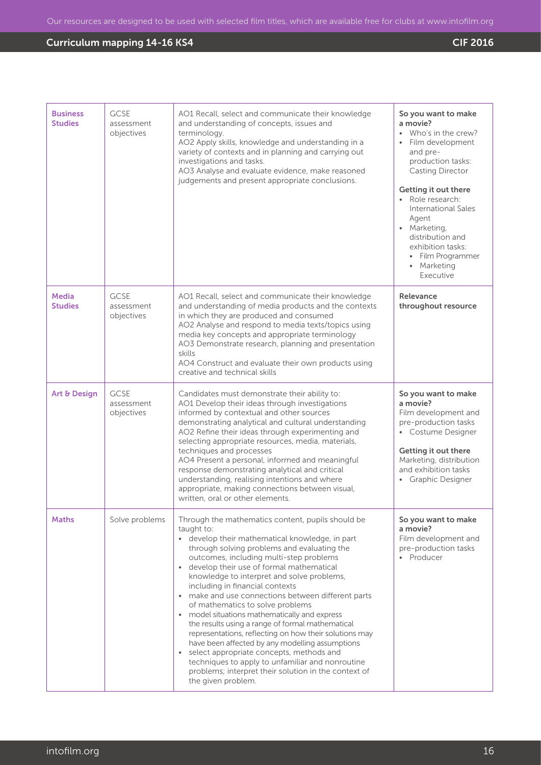| Business Studies | GCSE assessment objectives | AO1 Recall, select and communicate their knowledge and understanding of concepts, issues and terminology.<br>AO2 Apply skills, knowledge and understanding in a variety of contexts and in planning and carrying out investigations and tasks.<br>AO3 Analyse and evaluate evidence, make reasoned judgements and present appropriate conclusions. | **So you want to make a movie?**<br>• Who's in the crew?<br>• Film development and pre-production tasks: Casting Director<br><br>**Getting it out there**<br>• Role research: International Sales Agent<br>• Marketing, distribution and exhibition tasks:<br>  • Film Programmer<br>  • Marketing Executive |
|---|---|---|---|
| Media Studies | GCSE assessment objectives | AO1 Recall, select and communicate their knowledge and understanding of media products and the contexts in which they are produced and consumed<br>AO2 Analyse and respond to media texts/topics using media key concepts and appropriate terminology<br>AO3 Demonstrate research, planning and presentation skills<br>AO4 Construct and evaluate their own products using creative and technical skills | **Relevance throughout resource** |
| Art & Design | GCSE assessment objectives | Candidates must demonstrate their ability to:<br>AO1 Develop their ideas through investigations informed by contextual and other sources demonstrating analytical and cultural understanding<br>AO2 Refine their ideas through experimenting and selecting appropriate resources, media, materials, techniques and processes<br>AO4 Present a personal, informed and meaningful response demonstrating analytical and critical understanding, realising intentions and where appropriate, making connections between visual, written, oral or other elements. | **So you want to make a movie?**<br>Film development and pre-production tasks<br>• Costume Designer<br><br>**Getting it out there**<br>Marketing, distribution and exhibition tasks<br>• Graphic Designer |
| Maths | Solve problems | Through the mathematics content, pupils should be taught to:<br>• develop their mathematical knowledge, in part through solving problems and evaluating the outcomes, including multi-step problems<br>• develop their use of formal mathematical knowledge to interpret and solve problems, including in financial contexts<br>• make and use connections between different parts of mathematics to solve problems<br>• model situations mathematically and express the results using a range of formal mathematical representations, reflecting on how their solutions may have been affected by any modelling assumptions<br>• select appropriate concepts, methods and techniques to apply to unfamiliar and nonroutine problems; interpret their solution in the context of the given problem. | **So you want to make a movie?**<br>Film development and pre-production tasks<br>• Producer |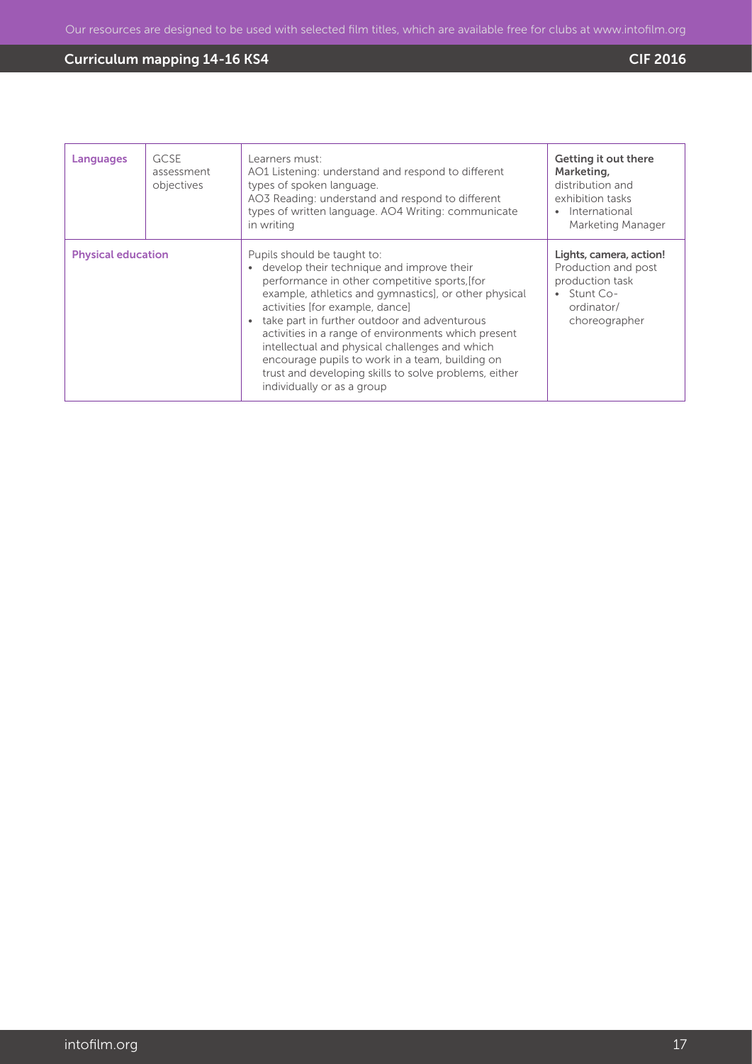| Languages | GCSE assessment objectives | Learners must:<br>AO1 Listening: understand and respond to different types of spoken language.<br>AO3 Reading: understand and respond to different types of written language. AO4 Writing: communicate in writing | **Getting it out there Marketing,** distribution and exhibition tasks<br>• International Marketing Manager |
|---|---|---|---|
| **Physical education** | | Pupils should be taught to:<br>• develop their technique and improve their performance in other competitive sports,[for example, athletics and gymnastics], or other physical activities [for example, dance]<br>• take part in further outdoor and adventurous activities in a range of environments which present intellectual and physical challenges and which encourage pupils to work in a team, building on trust and developing skills to solve problems, either individually or as a group | **Lights, camera, action!** Production and post production task<br>• Stunt Co-ordinator/ choreographer |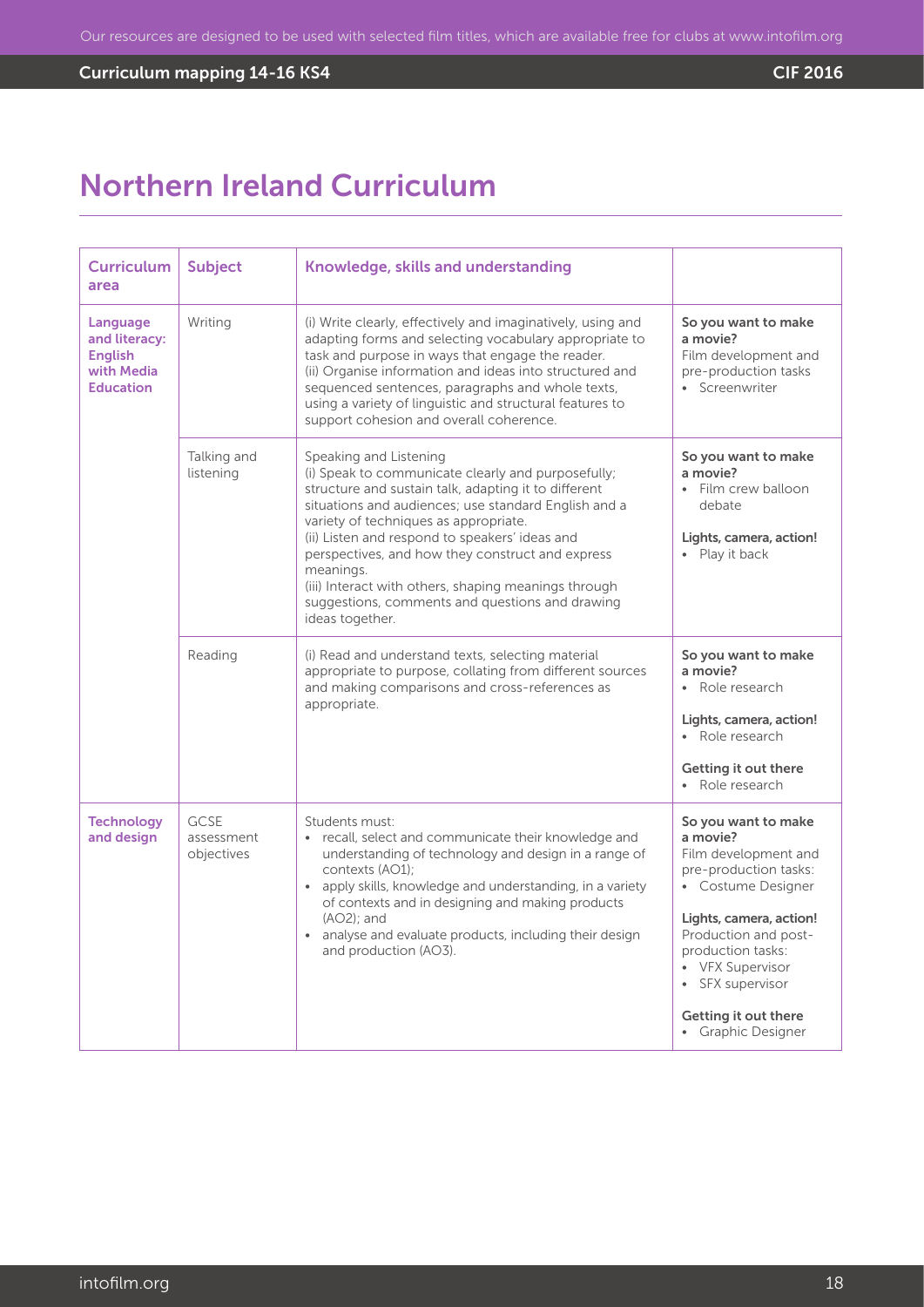# Northern Ireland Curriculum

| Curriculum area | Subject | Knowledge, skills and understanding | |
|---|---|---|---|
| **Language and literacy: English with Media Education** | Writing | (i) Write clearly, effectively and imaginatively, using and adapting forms and selecting vocabulary appropriate to task and purpose in ways that engage the reader.<br>(ii) Organise information and ideas into structured and sequenced sentences, paragraphs and whole texts, using a variety of linguistic and structural features to support cohesion and overall coherence. | **So you want to make a movie?**<br>Film development and pre-production tasks<br>• Screenwriter |
| | Talking and listening | Speaking and Listening<br>(i) Speak to communicate clearly and purposefully; structure and sustain talk, adapting it to different situations and audiences; use standard English and a variety of techniques as appropriate.<br>(ii) Listen and respond to speakers' ideas and perspectives, and how they construct and express meanings.<br>(iii) Interact with others, shaping meanings through suggestions, comments and questions and drawing ideas together. | **So you want to make a movie?**<br>• Film crew balloon debate<br><br>**Lights, camera, action!**<br>• Play it back |
| | Reading | (i) Read and understand texts, selecting material appropriate to purpose, collating from different sources and making comparisons and cross-references as appropriate. | **So you want to make a movie?**<br>• Role research<br><br>**Lights, camera, action!**<br>• Role research<br><br>**Getting it out there**<br>• Role research |
| **Technology and design** | GCSE assessment objectives | Students must:<br>• recall, select and communicate their knowledge and understanding of technology and design in a range of contexts (AO1);<br>• apply skills, knowledge and understanding, in a variety of contexts and in designing and making products (AO2); and<br>• analyse and evaluate products, including their design and production (AO3). | **So you want to make a movie?**<br>Film development and pre-production tasks:<br>• Costume Designer<br><br>**Lights, camera, action!**<br>Production and post-production tasks:<br>• VFX Supervisor<br>• SFX supervisor<br><br>**Getting it out there**<br>• Graphic Designer |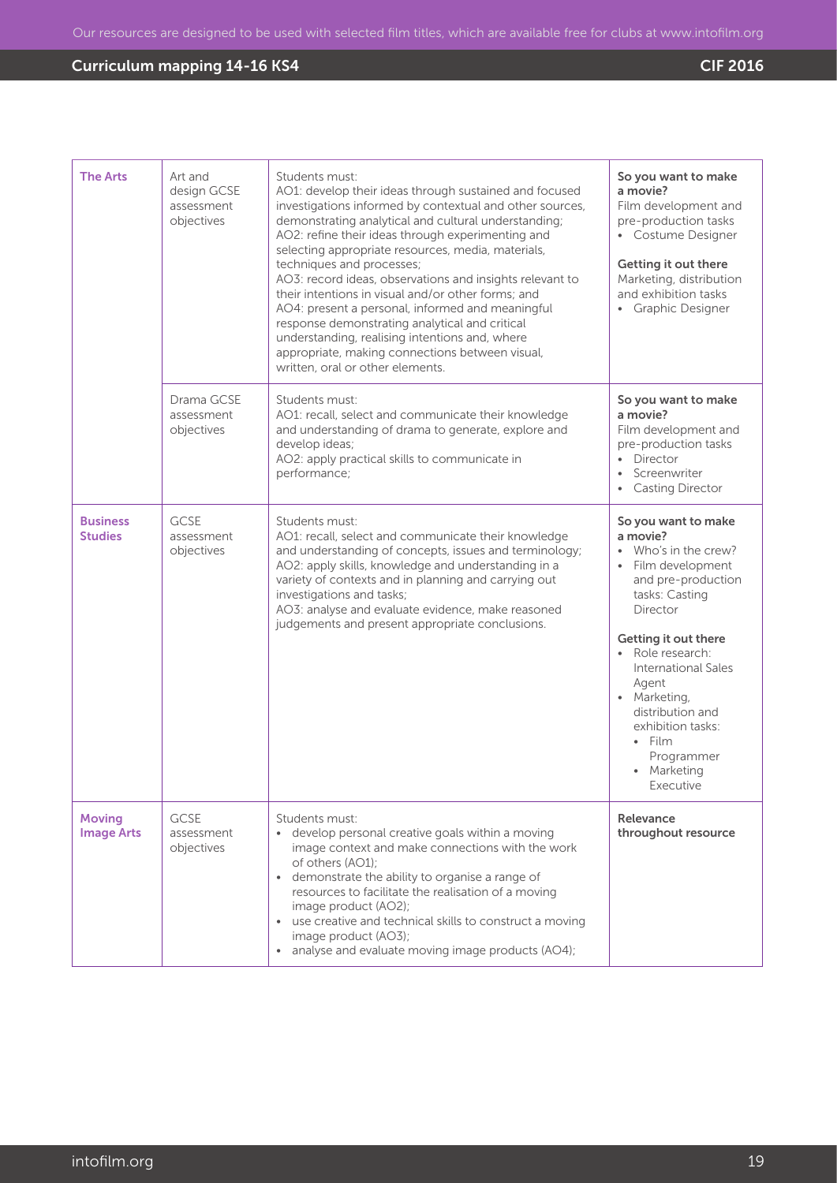| | | | |
|---|---|---|---|
| **The Arts** | Art and design GCSE assessment objectives | Students must:<br>AO1: develop their ideas through sustained and focused investigations informed by contextual and other sources, demonstrating analytical and cultural understanding;<br>AO2: refine their ideas through experimenting and selecting appropriate resources, media, materials, techniques and processes;<br>AO3: record ideas, observations and insights relevant to their intentions in visual and/or other forms; and<br>AO4: present a personal, informed and meaningful response demonstrating analytical and critical understanding, realising intentions and, where appropriate, making connections between visual, written, oral or other elements. | **So you want to make a movie?**<br>Film development and pre-production tasks<br>• Costume Designer<br><br>**Getting it out there**<br>Marketing, distribution and exhibition tasks<br>• Graphic Designer |
| | Drama GCSE assessment objectives | Students must:<br>AO1: recall, select and communicate their knowledge and understanding of drama to generate, explore and develop ideas;<br>AO2: apply practical skills to communicate in performance; | **So you want to make a movie?**<br>Film development and pre-production tasks<br>• Director<br>• Screenwriter<br>• Casting Director |
| **Business Studies** | GCSE assessment objectives | Students must:<br>AO1: recall, select and communicate their knowledge and understanding of concepts, issues and terminology;<br>AO2: apply skills, knowledge and understanding in a variety of contexts and in planning and carrying out investigations and tasks;<br>AO3: analyse and evaluate evidence, make reasoned judgements and present appropriate conclusions. | **So you want to make a movie?**<br>• Who's in the crew?<br>• Film development and pre-production tasks: Casting Director<br><br>**Getting it out there**<br>• Role research: International Sales Agent<br>• Marketing, distribution and exhibition tasks:<br>  • Film Programmer<br>  • Marketing Executive |
| **Moving Image Arts** | GCSE assessment objectives | Students must:<br>• develop personal creative goals within a moving image context and make connections with the work of others (AO1);<br>• demonstrate the ability to organise a range of resources to facilitate the realisation of a moving image product (AO2);<br>• use creative and technical skills to construct a moving image product (AO3);<br>• analyse and evaluate moving image products (AO4); | **Relevance throughout resource** |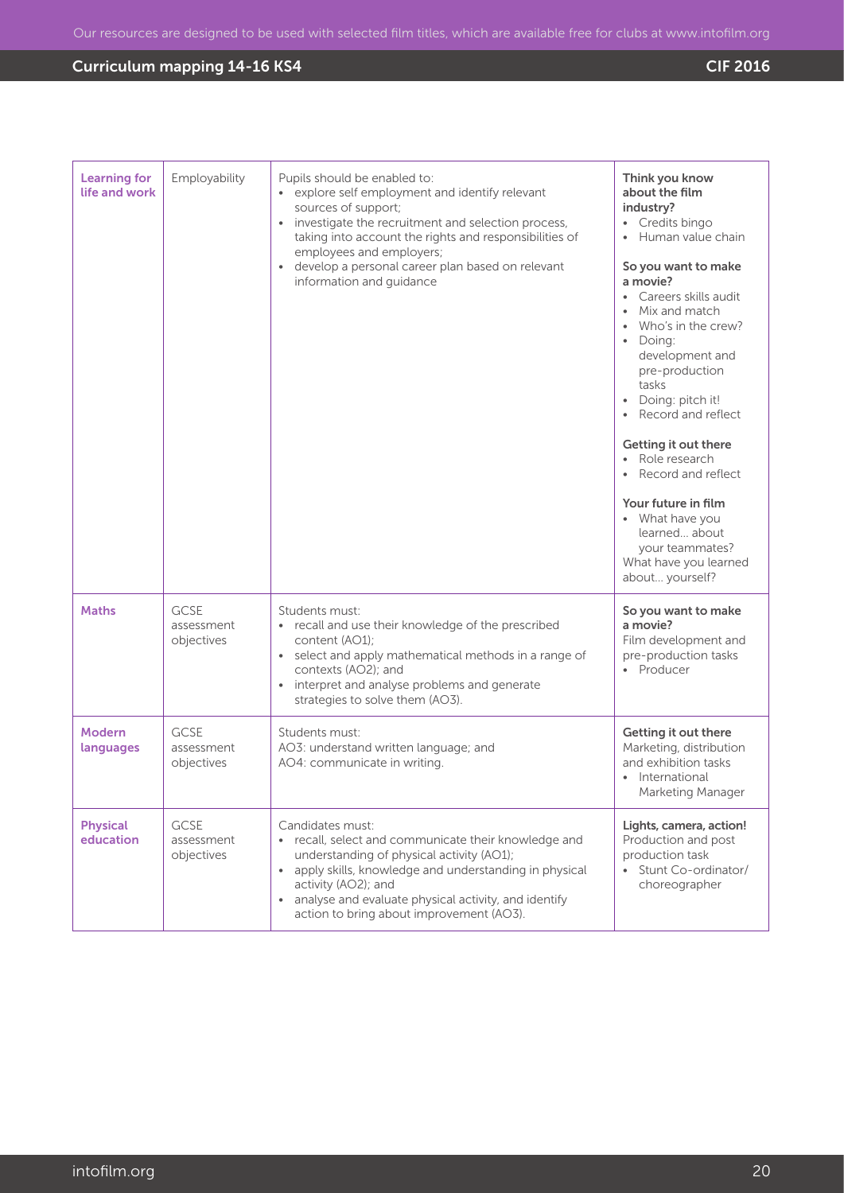| Learning for life and work | Employability | Pupils should be enabled to:<br>• explore self employment and identify relevant sources of support;<br>• investigate the recruitment and selection process, taking into account the rights and responsibilities of employees and employers;<br>• develop a personal career plan based on relevant information and guidance | **Think you know about the film industry?**<br>• Credits bingo<br>• Human value chain<br><br>**So you want to make a movie?**<br>• Careers skills audit<br>• Mix and match<br>• Who's in the crew?<br>• Doing: development and pre-production tasks<br>• Doing: pitch it!<br>• Record and reflect<br><br>**Getting it out there**<br>• Role research<br>• Record and reflect<br><br>**Your future in film**<br>• What have you learned... about your teammates? What have you learned about... yourself? |
|---|---|---|---|
| **Maths** | GCSE assessment objectives | Students must:<br>• recall and use their knowledge of the prescribed content (AO1);<br>• select and apply mathematical methods in a range of contexts (AO2); and<br>• interpret and analyse problems and generate strategies to solve them (AO3). | **So you want to make a movie?**<br>Film development and pre-production tasks<br>• Producer |
| **Modern languages** | GCSE assessment objectives | Students must:<br>AO3: understand written language; and<br>AO4: communicate in writing. | **Getting it out there**<br>Marketing, distribution and exhibition tasks<br>• International Marketing Manager |
| **Physical education** | GCSE assessment objectives | Candidates must:<br>• recall, select and communicate their knowledge and understanding of physical activity (AO1);<br>• apply skills, knowledge and understanding in physical activity (AO2); and<br>• analyse and evaluate physical activity, and identify action to bring about improvement (AO3). | **Lights, camera, action!**<br>Production and post production task<br>• Stunt Co-ordinator/ choreographer |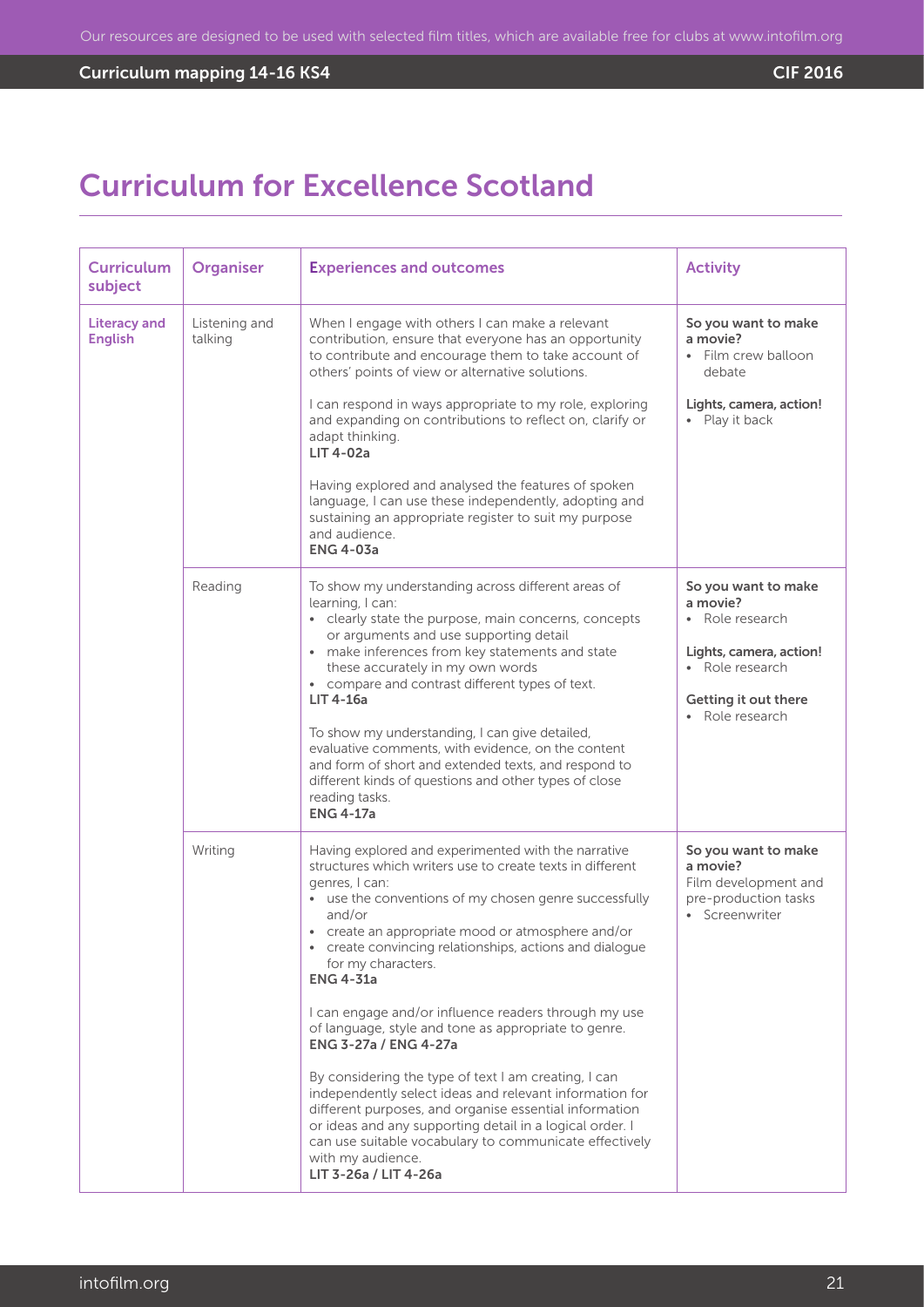# Curriculum for Excellence Scotland

| Curriculum subject | Organiser | Experiences and outcomes | Activity |
|---|---|---|---|
| **Literacy and English** | Listening and talking | When I engage with others I can make a relevant contribution, ensure that everyone has an opportunity to contribute and encourage them to take account of others' points of view or alternative solutions.<br><br>I can respond in ways appropriate to my role, exploring and expanding on contributions to reflect on, clarify or adapt thinking.<br>**LIT 4-02a**<br><br>Having explored and analysed the features of spoken language, I can use these independently, adopting and sustaining an appropriate register to suit my purpose and audience.<br>**ENG 4-03a** | **So you want to make a movie?**<br>• Film crew balloon debate<br><br>**Lights, camera, action!**<br>• Play it back |
| | Reading | To show my understanding across different areas of learning, I can:<br>• clearly state the purpose, main concerns, concepts or arguments and use supporting detail<br>• make inferences from key statements and state these accurately in my own words<br>• compare and contrast different types of text.<br>**LIT 4-16a**<br><br>To show my understanding, I can give detailed, evaluative comments, with evidence, on the content and form of short and extended texts, and respond to different kinds of questions and other types of close reading tasks.<br>**ENG 4-17a** | **So you want to make a movie?**<br>• Role research<br><br>**Lights, camera, action!**<br>• Role research<br><br>**Getting it out there**<br>• Role research |
| | Writing | Having explored and experimented with the narrative structures which writers use to create texts in different genres, I can:<br>• use the conventions of my chosen genre successfully and/or<br>• create an appropriate mood or atmosphere and/or<br>• create convincing relationships, actions and dialogue for my characters.<br>**ENG 4-31a**<br><br>I can engage and/or influence readers through my use of language, style and tone as appropriate to genre.<br>**ENG 3-27a / ENG 4-27a**<br><br>By considering the type of text I am creating, I can independently select ideas and relevant information for different purposes, and organise essential information or ideas and any supporting detail in a logical order. I can use suitable vocabulary to communicate effectively with my audience.<br>**LIT 3-26a / LIT 4-26a** | **So you want to make a movie?**<br>Film development and pre-production tasks<br>• Screenwriter |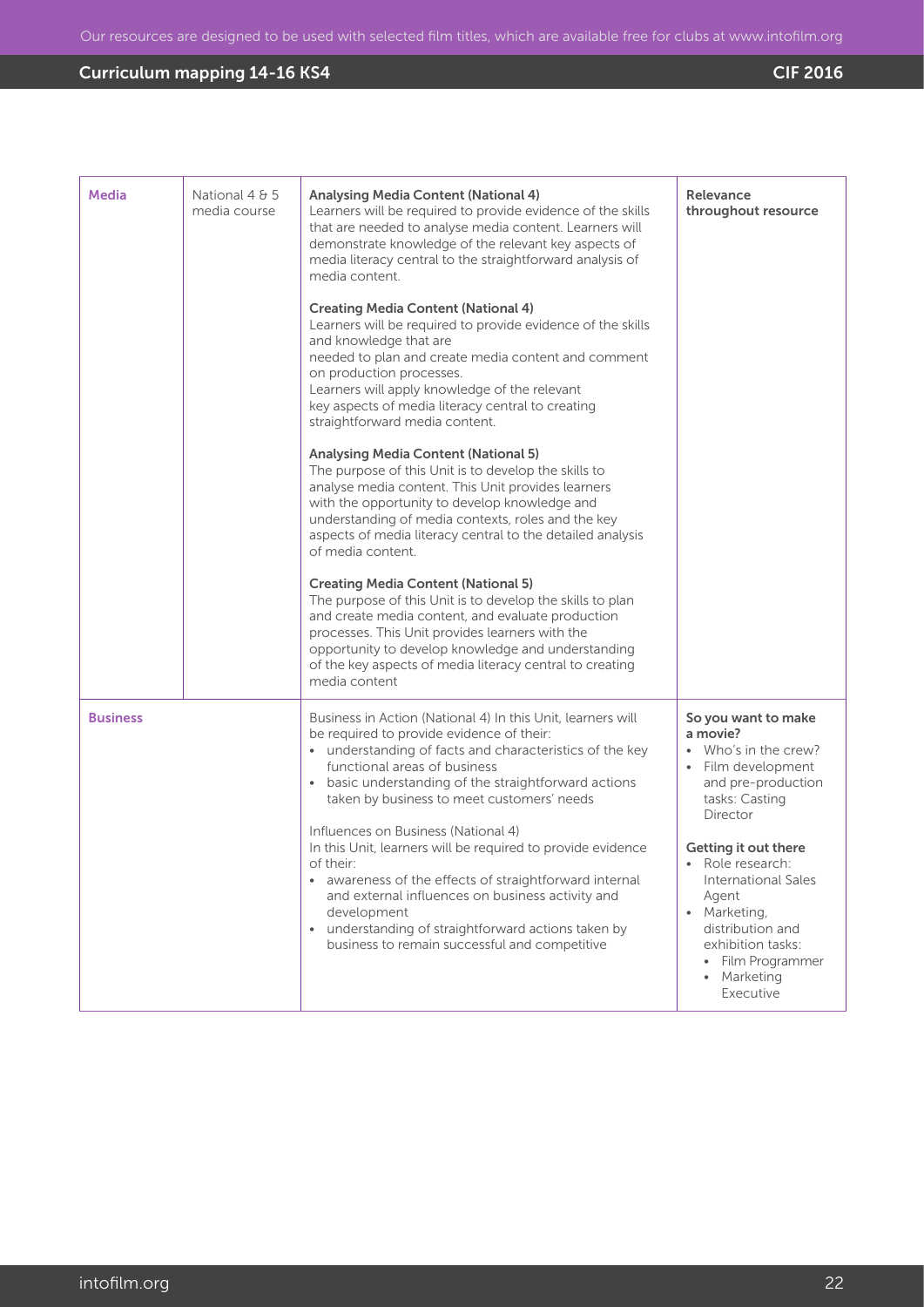| Media | National 4 & 5 media course | **Analysing Media Content (National 4)**<br>Learners will be required to provide evidence of the skills that are needed to analyse media content. Learners will demonstrate knowledge of the relevant key aspects of media literacy central to the straightforward analysis of media content.<br><br>**Creating Media Content (National 4)**<br>Learners will be required to provide evidence of the skills and knowledge that are needed to plan and create media content and comment on production processes. Learners will apply knowledge of the relevant key aspects of media literacy central to creating straightforward media content.<br><br>**Analysing Media Content (National 5)**<br>The purpose of this Unit is to develop the skills to analyse media content. This Unit provides learners with the opportunity to develop knowledge and understanding of media contexts, roles and the key aspects of media literacy central to the detailed analysis of media content.<br><br>**Creating Media Content (National 5)**<br>The purpose of this Unit is to develop the skills to plan and create media content, and evaluate production processes. This Unit provides learners with the opportunity to develop knowledge and understanding of the key aspects of media literacy central to creating media content | **Relevance throughout resource** |
|---|---|---|---|
| **Business** | | Business in Action (National 4) In this Unit, learners will be required to provide evidence of their:<br>• understanding of facts and characteristics of the key functional areas of business<br>• basic understanding of the straightforward actions taken by business to meet customers' needs<br><br>Influences on Business (National 4)<br>In this Unit, learners will be required to provide evidence of their:<br>• awareness of the effects of straightforward internal and external influences on business activity and development<br>• understanding of straightforward actions taken by business to remain successful and competitive | **So you want to make a movie?**<br>• Who's in the crew?<br>• Film development and pre-production tasks: Casting Director<br><br>**Getting it out there**<br>• Role research: International Sales Agent<br>• Marketing, distribution and exhibition tasks:<br>  • Film Programmer<br>  • Marketing Executive |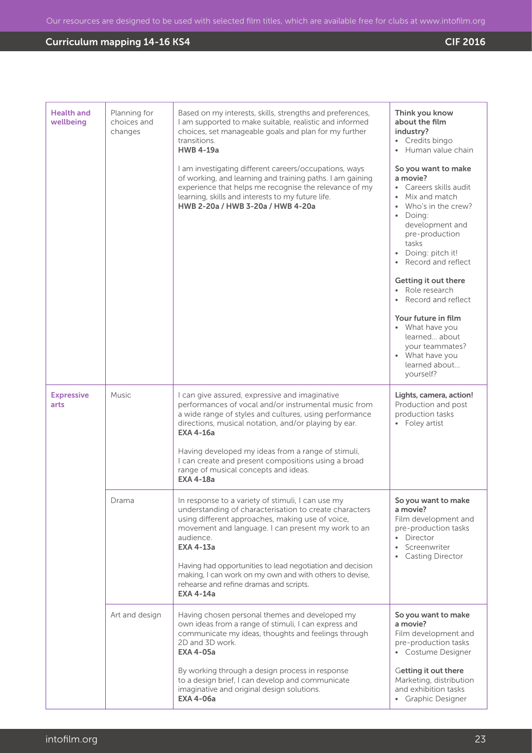| Health and wellbeing | Planning for choices and changes | Based on my interests, skills, strengths and preferences, I am supported to make suitable, realistic and informed choices, set manageable goals and plan for my further transitions.<br>**HWB 4-19a**<br><br>I am investigating different careers/occupations, ways of working, and learning and training paths. I am gaining experience that helps me recognise the relevance of my learning, skills and interests to my future life.<br>**HWB 2-20a / HWB 3-20a / HWB 4-20a** | **Think you know about the film industry?**<br>• Credits bingo<br>• Human value chain<br><br>**So you want to make a movie?**<br>• Careers skills audit<br>• Mix and match<br>• Who's in the crew?<br>• Doing: development and pre-production tasks<br>• Doing: pitch it!<br>• Record and reflect<br><br>**Getting it out there**<br>• Role research<br>• Record and reflect<br><br>**Your future in film**<br>• What have you learned... about your teammates?<br>• What have you learned about... yourself? |
|---|---|---|---|
| **Expressive arts** | Music | I can give assured, expressive and imaginative performances of vocal and/or instrumental music from a wide range of styles and cultures, using performance directions, musical notation, and/or playing by ear.<br>**EXA 4-16a**<br><br>Having developed my ideas from a range of stimuli, I can create and present compositions using a broad range of musical concepts and ideas.<br>**EXA 4-18a** | **Lights, camera, action!**<br>Production and post production tasks<br>• Foley artist |
| | Drama | In response to a variety of stimuli, I can use my understanding of characterisation to create characters using different approaches, making use of voice, movement and language. I can present my work to an audience.<br>**EXA 4-13a**<br><br>Having had opportunities to lead negotiation and decision making, I can work on my own and with others to devise, rehearse and refine dramas and scripts.<br>**EXA 4-14a** | **So you want to make a movie?**<br>Film development and pre-production tasks<br>• Director<br>• Screenwriter<br>• Casting Director |
| | Art and design | Having chosen personal themes and developed my own ideas from a range of stimuli, I can express and communicate my ideas, thoughts and feelings through 2D and 3D work.<br>**EXA 4-05a**<br><br>By working through a design process in response to a design brief, I can develop and communicate imaginative and original design solutions.<br>**EXA 4-06a** | **So you want to make a movie?**<br>Film development and pre-production tasks<br>• Costume Designer<br><br>**Getting it out there**<br>Marketing, distribution and exhibition tasks<br>• Graphic Designer |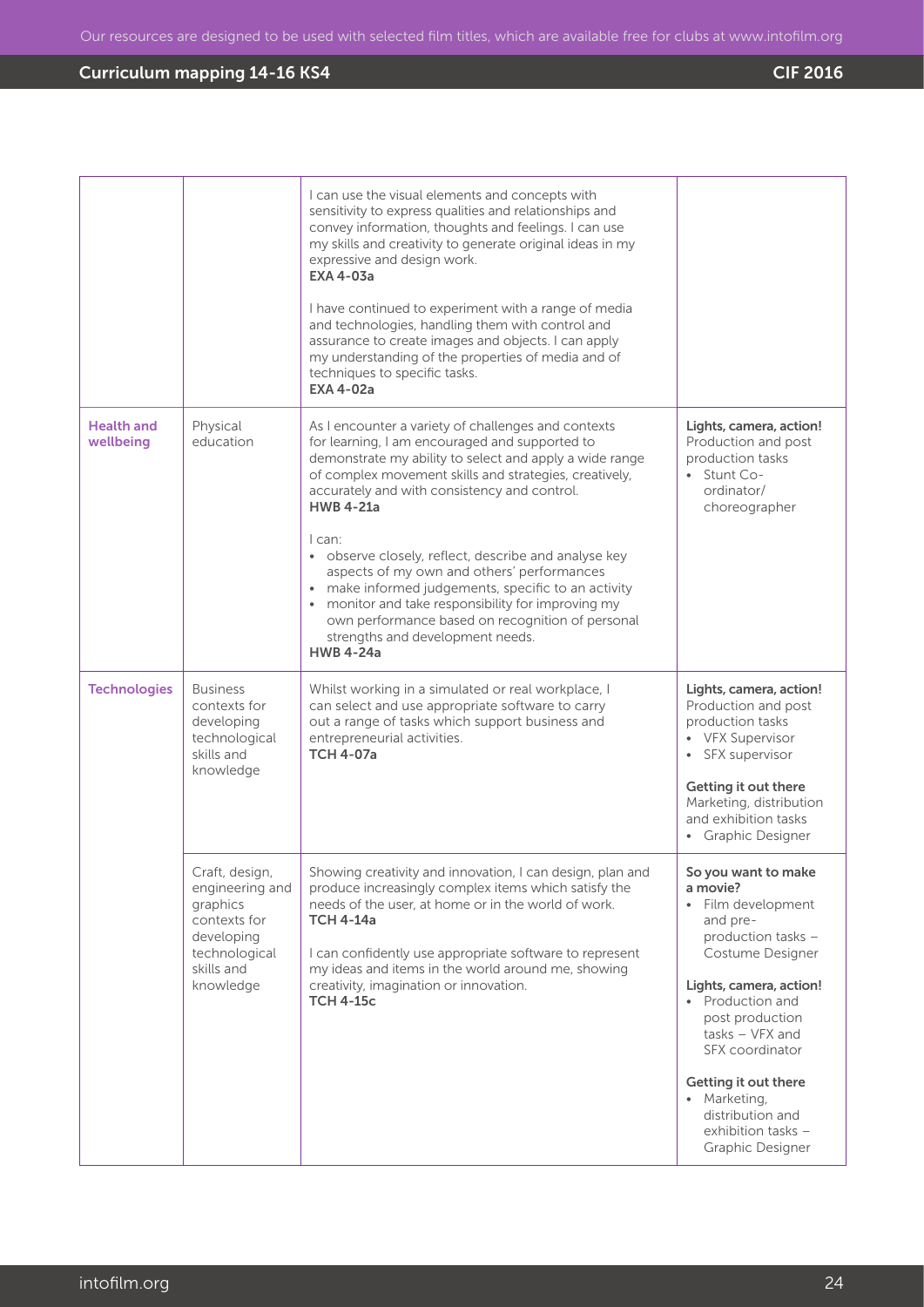| | | | |
|---|---|---|---|
| | | I can use the visual elements and concepts with sensitivity to express qualities and relationships and convey information, thoughts and feelings. I can use my skills and creativity to generate original ideas in my expressive and design work.<br>**EXA 4-03a**<br><br>I have continued to experiment with a range of media and technologies, handling them with control and assurance to create images and objects. I can apply my understanding of the properties of media and of techniques to specific tasks.<br>**EXA 4-02a** | |
| **Health and wellbeing** | Physical education | As I encounter a variety of challenges and contexts for learning, I am encouraged and supported to demonstrate my ability to select and apply a wide range of complex movement skills and strategies, creatively, accurately and with consistency and control.<br>**HWB 4-21a**<br><br>I can:<br>• observe closely, reflect, describe and analyse key aspects of my own and others' performances<br>• make informed judgements, specific to an activity<br>• monitor and take responsibility for improving my own performance based on recognition of personal strengths and development needs.<br>**HWB 4-24a** | **Lights, camera, action!**<br>Production and post production tasks<br>• Stunt Co-ordinator/ choreographer |
| **Technologies** | Business contexts for developing technological skills and knowledge | Whilst working in a simulated or real workplace, I can select and use appropriate software to carry out a range of tasks which support business and entrepreneurial activities.<br>**TCH 4-07a** | **Lights, camera, action!**<br>Production and post production tasks<br>• VFX Supervisor<br>• SFX supervisor<br><br>**Getting it out there**<br>Marketing, distribution and exhibition tasks<br>• Graphic Designer |
| | Craft, design, engineering and graphics contexts for developing technological skills and knowledge | Showing creativity and innovation, I can design, plan and produce increasingly complex items which satisfy the needs of the user, at home or in the world of work.<br>**TCH 4-14a**<br><br>I can confidently use appropriate software to represent my ideas and items in the world around me, showing creativity, imagination or innovation.<br>**TCH 4-15c** | **So you want to make a movie?**<br>• Film development and pre-production tasks – Costume Designer<br><br>**Lights, camera, action!**<br>• Production and post production tasks – VFX and SFX coordinator<br><br>**Getting it out there**<br>• Marketing, distribution and exhibition tasks – Graphic Designer |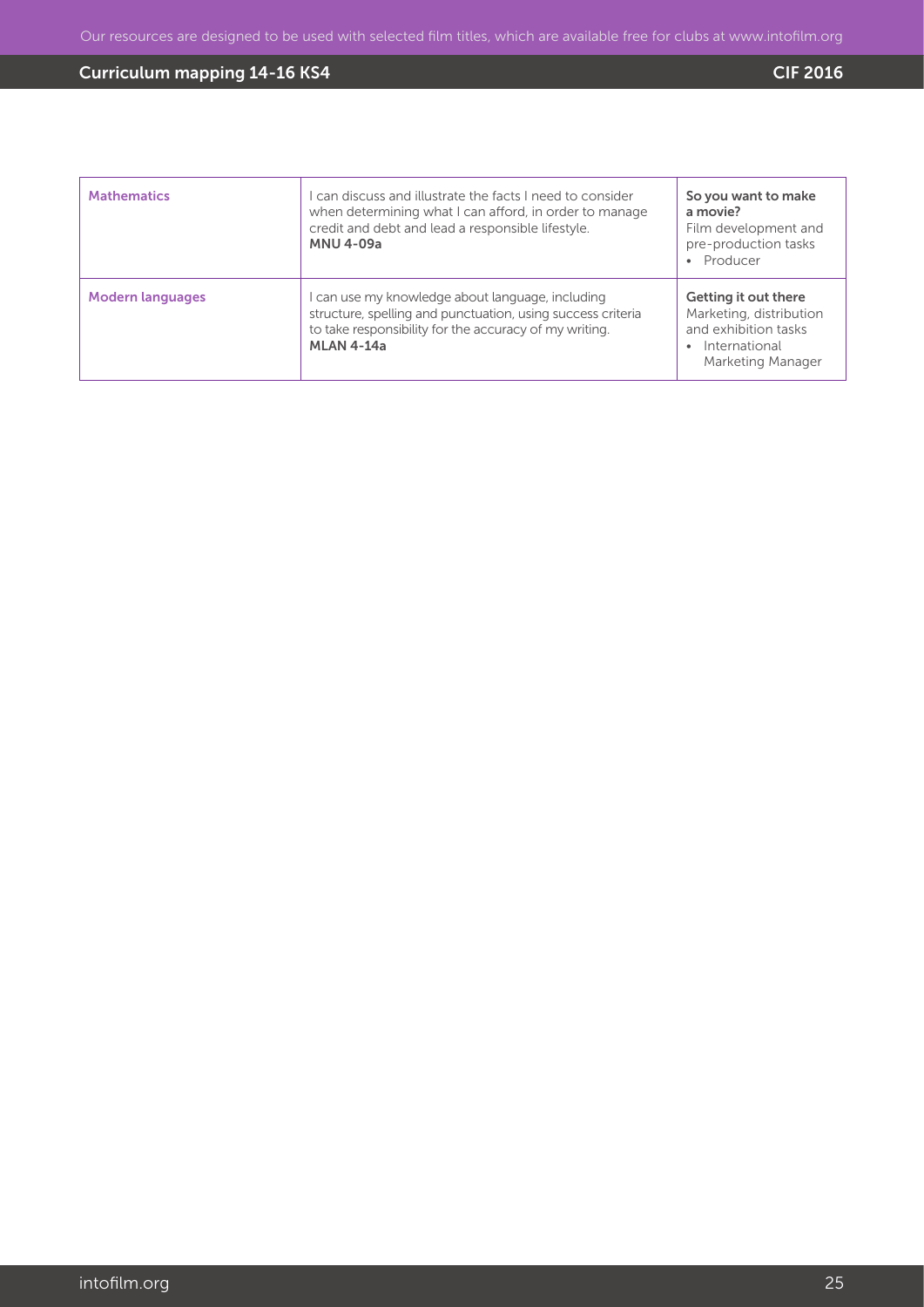| Mathematics | I can discuss and illustrate the facts I need to consider when determining what I can afford, in order to manage credit and debt and lead a responsible lifestyle. **MNU 4-09a** | **So you want to make a movie?** Film development and pre-production tasks • Producer |
|---|---|---|
| Modern languages | I can use my knowledge about language, including structure, spelling and punctuation, using success criteria to take responsibility for the accuracy of my writing. **MLAN 4-14a** | **Getting it out there** Marketing, distribution and exhibition tasks • International Marketing Manager |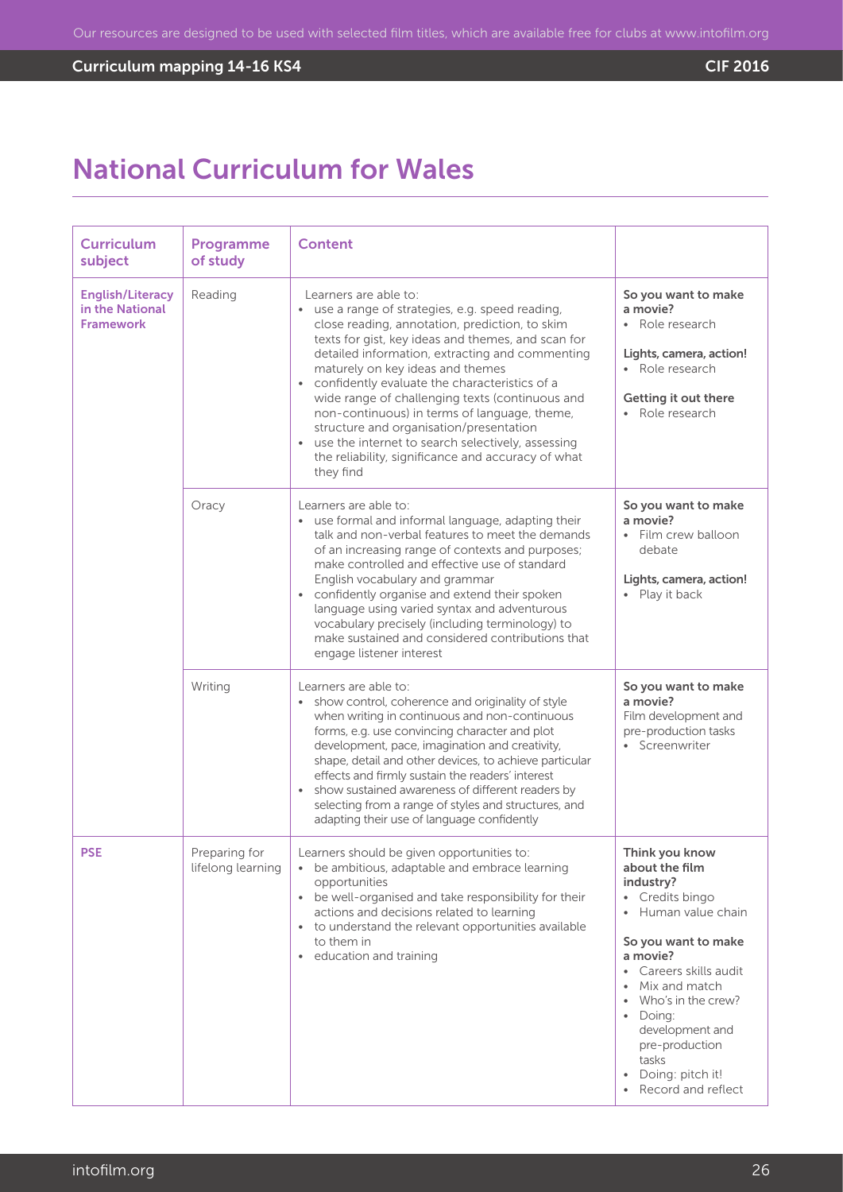# National Curriculum for Wales

| Curriculum subject | Programme of study | Content | |
|---|---|---|---|
| **English/Literacy in the National Framework** | Reading | Learners are able to:<br>• use a range of strategies, e.g. speed reading, close reading, annotation, prediction, to skim texts for gist, key ideas and themes, and scan for detailed information, extracting and commenting maturely on key ideas and themes<br>• confidently evaluate the characteristics of a wide range of challenging texts (continuous and non-continuous) in terms of language, theme, structure and organisation/presentation<br>• use the internet to search selectively, assessing the reliability, significance and accuracy of what they find | **So you want to make a movie?**<br>• Role research<br><br>**Lights, camera, action!**<br>• Role research<br><br>**Getting it out there**<br>• Role research |
| | Oracy | Learners are able to:<br>• use formal and informal language, adapting their talk and non-verbal features to meet the demands of an increasing range of contexts and purposes; make controlled and effective use of standard English vocabulary and grammar<br>• confidently organise and extend their spoken language using varied syntax and adventurous vocabulary precisely (including terminology) to make sustained and considered contributions that engage listener interest | **So you want to make a movie?**<br>• Film crew balloon debate<br><br>**Lights, camera, action!**<br>• Play it back |
| | Writing | Learners are able to:<br>• show control, coherence and originality of style when writing in continuous and non-continuous forms, e.g. use convincing character and plot development, pace, imagination and creativity, shape, detail and other devices, to achieve particular effects and firmly sustain the readers' interest<br>• show sustained awareness of different readers by selecting from a range of styles and structures, and adapting their use of language confidently | **So you want to make a movie?**<br>Film development and pre-production tasks<br>• Screenwriter |
| **PSE** | Preparing for lifelong learning | Learners should be given opportunities to:<br>• be ambitious, adaptable and embrace learning opportunities<br>• be well-organised and take responsibility for their actions and decisions related to learning<br>• to understand the relevant opportunities available to them in<br>• education and training | **Think you know about the film industry?**<br>• Credits bingo<br>• Human value chain<br><br>**So you want to make a movie?**<br>• Careers skills audit<br>• Mix and match<br>• Who's in the crew?<br>• Doing: development and pre-production tasks<br>• Doing: pitch it!<br>• Record and reflect |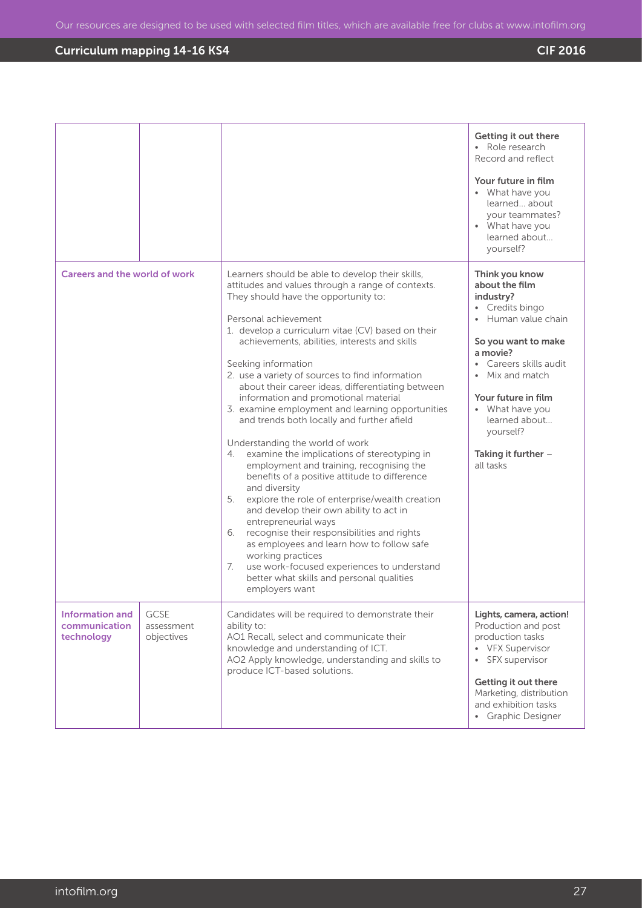| | | | |
|---|---|---|---|
| | | | **Getting it out there**<br>• Role research<br>Record and reflect<br><br>**Your future in film**<br>• What have you learned… about your teammates?<br>• What have you learned about… yourself? |
| **Careers and the world of work** | | Learners should be able to develop their skills, attitudes and values through a range of contexts. They should have the opportunity to:<br><br>Personal achievement<br>1. develop a curriculum vitae (CV) based on their achievements, abilities, interests and skills<br><br>Seeking information<br>2. use a variety of sources to find information about their career ideas, differentiating between information and promotional material<br>3. examine employment and learning opportunities and trends both locally and further afield<br><br>Understanding the world of work<br>4. examine the implications of stereotyping in employment and training, recognising the benefits of a positive attitude to difference and diversity<br>5. explore the role of enterprise/wealth creation and develop their own ability to act in entrepreneurial ways<br>6. recognise their responsibilities and rights as employees and learn how to follow safe working practices<br>7. use work-focused experiences to understand better what skills and personal qualities employers want | **Think you know about the film industry?**<br>• Credits bingo<br>• Human value chain<br><br>**So you want to make a movie?**<br>• Careers skills audit<br>• Mix and match<br><br>**Your future in film**<br>• What have you learned about… yourself?<br><br>**Taking it further** – all tasks |
| **Information and communication technology** | GCSE assessment objectives | Candidates will be required to demonstrate their ability to:<br>AO1 Recall, select and communicate their knowledge and understanding of ICT.<br>AO2 Apply knowledge, understanding and skills to produce ICT-based solutions. | **Lights, camera, action!**<br>Production and post production tasks<br>• VFX Supervisor<br>• SFX supervisor<br><br>**Getting it out there**<br>Marketing, distribution and exhibition tasks<br>• Graphic Designer |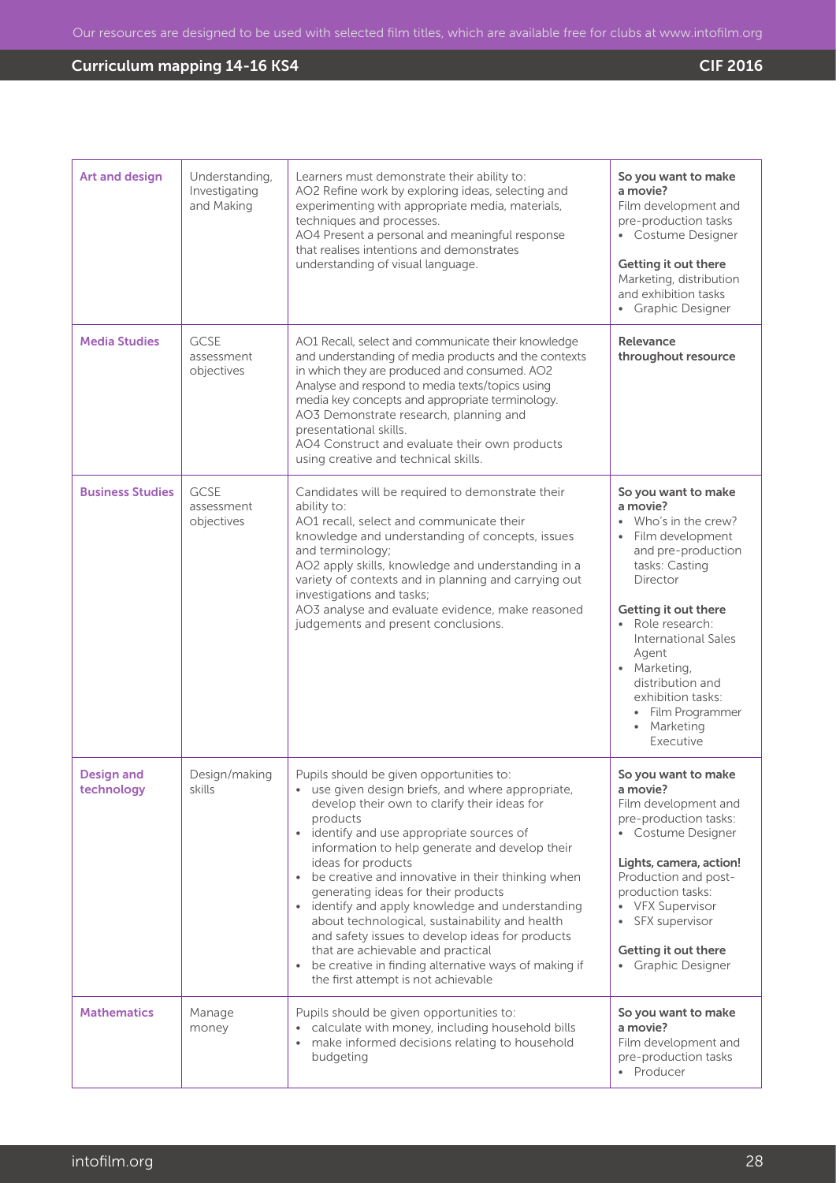| Art and design | Understanding, Investigating and Making | Learners must demonstrate their ability to:<br>AO2 Refine work by exploring ideas, selecting and experimenting with appropriate media, materials, techniques and processes.<br>AO4 Present a personal and meaningful response that realises intentions and demonstrates understanding of visual language. | **So you want to make a movie?**<br>Film development and pre-production tasks<br>• Costume Designer<br><br>**Getting it out there**<br>Marketing, distribution and exhibition tasks<br>• Graphic Designer |
|---|---|---|---|
| **Media Studies** | GCSE assessment objectives | AO1 Recall, select and communicate their knowledge and understanding of media products and the contexts in which they are produced and consumed. AO2 Analyse and respond to media texts/topics using media key concepts and appropriate terminology.<br>AO3 Demonstrate research, planning and presentational skills.<br>AO4 Construct and evaluate their own products using creative and technical skills. | **Relevance throughout resource** |
| **Business Studies** | GCSE assessment objectives | Candidates will be required to demonstrate their ability to:<br>AO1 recall, select and communicate their knowledge and understanding of concepts, issues and terminology;<br>AO2 apply skills, knowledge and understanding in a variety of contexts and in planning and carrying out investigations and tasks;<br>AO3 analyse and evaluate evidence, make reasoned judgements and present conclusions. | **So you want to make a movie?**<br>• Who's in the crew?<br>• Film development and pre-production tasks: Casting Director<br><br>**Getting it out there**<br>• Role research: International Sales Agent<br>• Marketing, distribution and exhibition tasks:<br>  • Film Programmer<br>  • Marketing Executive |
| **Design and technology** | Design/making skills | Pupils should be given opportunities to:<br>• use given design briefs, and where appropriate, develop their own to clarify their ideas for products<br>• identify and use appropriate sources of information to help generate and develop their ideas for products<br>• be creative and innovative in their thinking when generating ideas for their products<br>• identify and apply knowledge and understanding about technological, sustainability and health and safety issues to develop ideas for products that are achievable and practical<br>• be creative in finding alternative ways of making if the first attempt is not achievable | **So you want to make a movie?**<br>Film development and pre-production tasks:<br>• Costume Designer<br><br>**Lights, camera, action!**<br>Production and post-production tasks:<br>• VFX Supervisor<br>• SFX supervisor<br><br>**Getting it out there**<br>• Graphic Designer |
| **Mathematics** | Manage money | Pupils should be given opportunities to:<br>• calculate with money, including household bills<br>• make informed decisions relating to household budgeting | **So you want to make a movie?**<br>Film development and pre-production tasks<br>• Producer |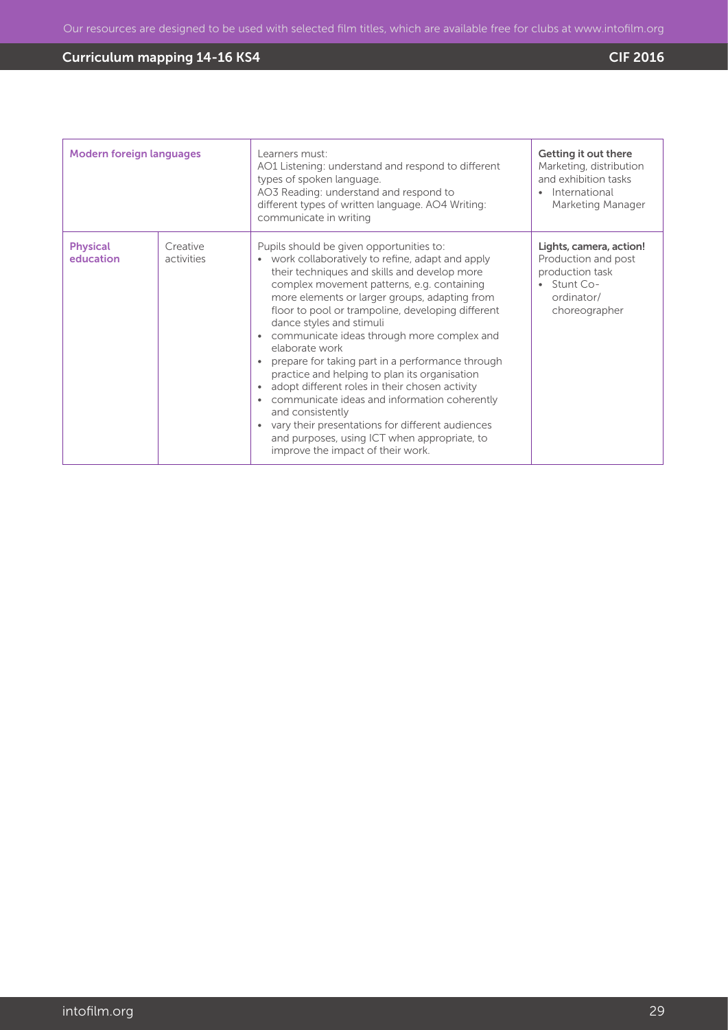| | | | |
|---|---|---|---|
| **Modern foreign languages** | | Learners must:<br>AO1 Listening: understand and respond to different types of spoken language.<br>AO3 Reading: understand and respond to different types of written language. AO4 Writing: communicate in writing | **Getting it out there**<br>Marketing, distribution and exhibition tasks<br>• International Marketing Manager |
| **Physical education** | Creative activities | Pupils should be given opportunities to:<br>• work collaboratively to refine, adapt and apply their techniques and skills and develop more complex movement patterns, e.g. containing more elements or larger groups, adapting from floor to pool or trampoline, developing different dance styles and stimuli<br>• communicate ideas through more complex and elaborate work<br>• prepare for taking part in a performance through practice and helping to plan its organisation<br>• adopt different roles in their chosen activity<br>• communicate ideas and information coherently and consistently<br>• vary their presentations for different audiences and purposes, using ICT when appropriate, to improve the impact of their work. | **Lights, camera, action!**<br>Production and post production task<br>• Stunt Co-ordinator/ choreographer |